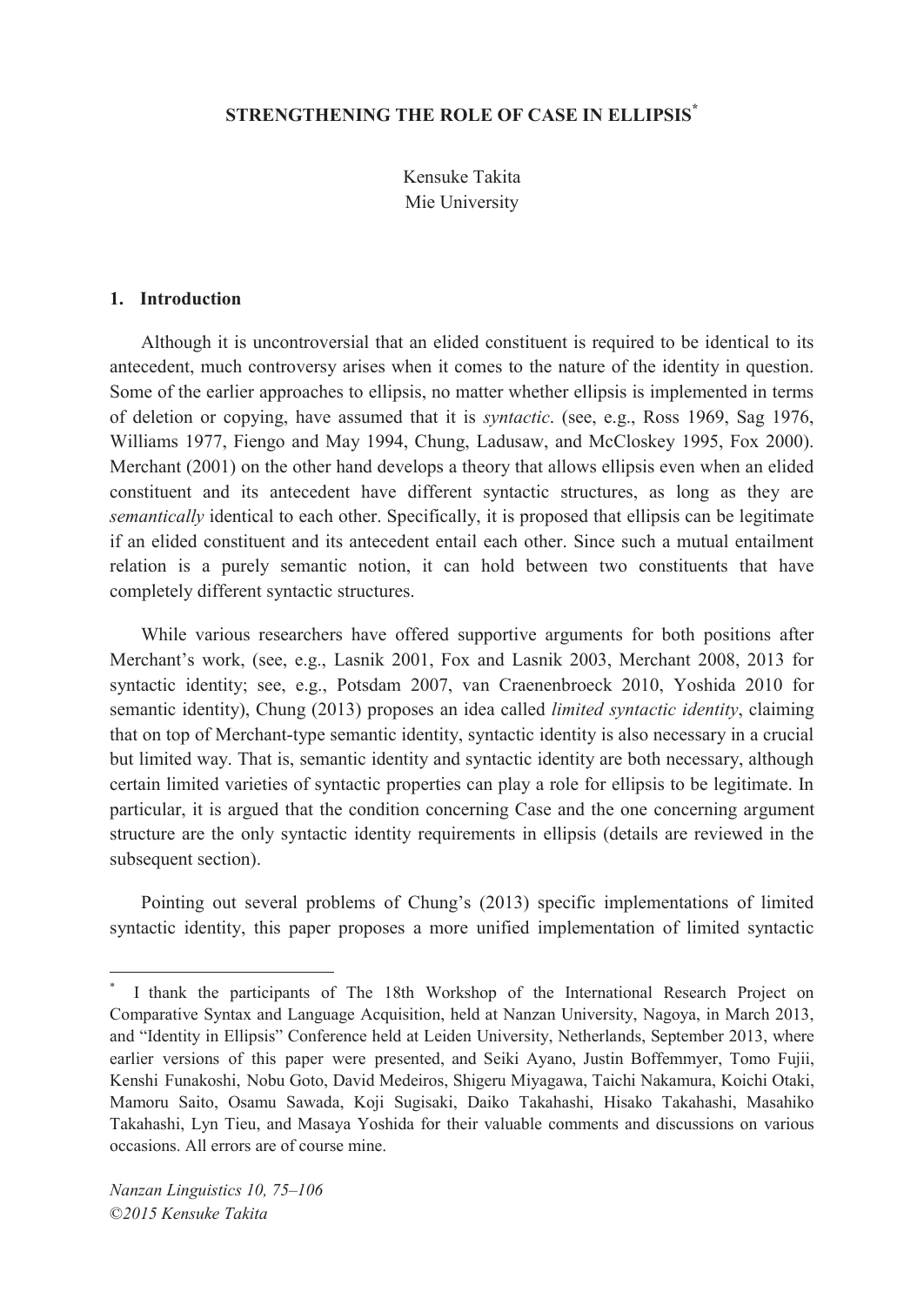# STRENGTHENING THE ROLE OF CASE IN ELLIPSIS*

Kensuke Takita
Mie University

## 1. Introduction

Although it is uncontroversial that an elided constituent is required to be identical to its antecedent, much controversy arises when it comes to the nature of the identity in question. Some of the earlier approaches to ellipsis, no matter whether ellipsis is implemented in terms of deletion or copying, have assumed that it is *syntactic*. (see, e.g., Ross 1969, Sag 1976, Williams 1977, Fiengo and May 1994, Chung, Ladusaw, and McCloskey 1995, Fox 2000). Merchant (2001) on the other hand develops a theory that allows ellipsis even when an elided constituent and its antecedent have different syntactic structures, as long as they are *semantically* identical to each other. Specifically, it is proposed that ellipsis can be legitimate if an elided constituent and its antecedent entail each other. Since such a mutual entailment relation is a purely semantic notion, it can hold between two constituents that have completely different syntactic structures.

While various researchers have offered supportive arguments for both positions after Merchant's work, (see, e.g., Lasnik 2001, Fox and Lasnik 2003, Merchant 2008, 2013 for syntactic identity; see, e.g., Potsdam 2007, van Craenenbroeck 2010, Yoshida 2010 for semantic identity), Chung (2013) proposes an idea called *limited syntactic identity*, claiming that on top of Merchant-type semantic identity, syntactic identity is also necessary in a crucial but limited way. That is, semantic identity and syntactic identity are both necessary, although certain limited varieties of syntactic properties can play a role for ellipsis to be legitimate. In particular, it is argued that the condition concerning Case and the one concerning argument structure are the only syntactic identity requirements in ellipsis (details are reviewed in the subsequent section).

Pointing out several problems of Chung's (2013) specific implementations of limited syntactic identity, this paper proposes a more unified implementation of limited syntactic

---

* I thank the participants of The 18th Workshop of the International Research Project on Comparative Syntax and Language Acquisition, held at Nanzan University, Nagoya, in March 2013, and "Identity in Ellipsis" Conference held at Leiden University, Netherlands, September 2013, where earlier versions of this paper were presented, and Seiki Ayano, Justin Boffemmyer, Tomo Fujii, Kenshi Funakoshi, Nobu Goto, David Medeiros, Shigeru Miyagawa, Taichi Nakamura, Koichi Otaki, Mamoru Saito, Osamu Sawada, Koji Sugisaki, Daiko Takahashi, Hisako Takahashi, Masahiko Takahashi, Lyn Tieu, and Masaya Yoshida for their valuable comments and discussions on various occasions. All errors are of course mine.

*Nanzan Linguistics 10, 75–106*
*©2015 Kensuke Takita*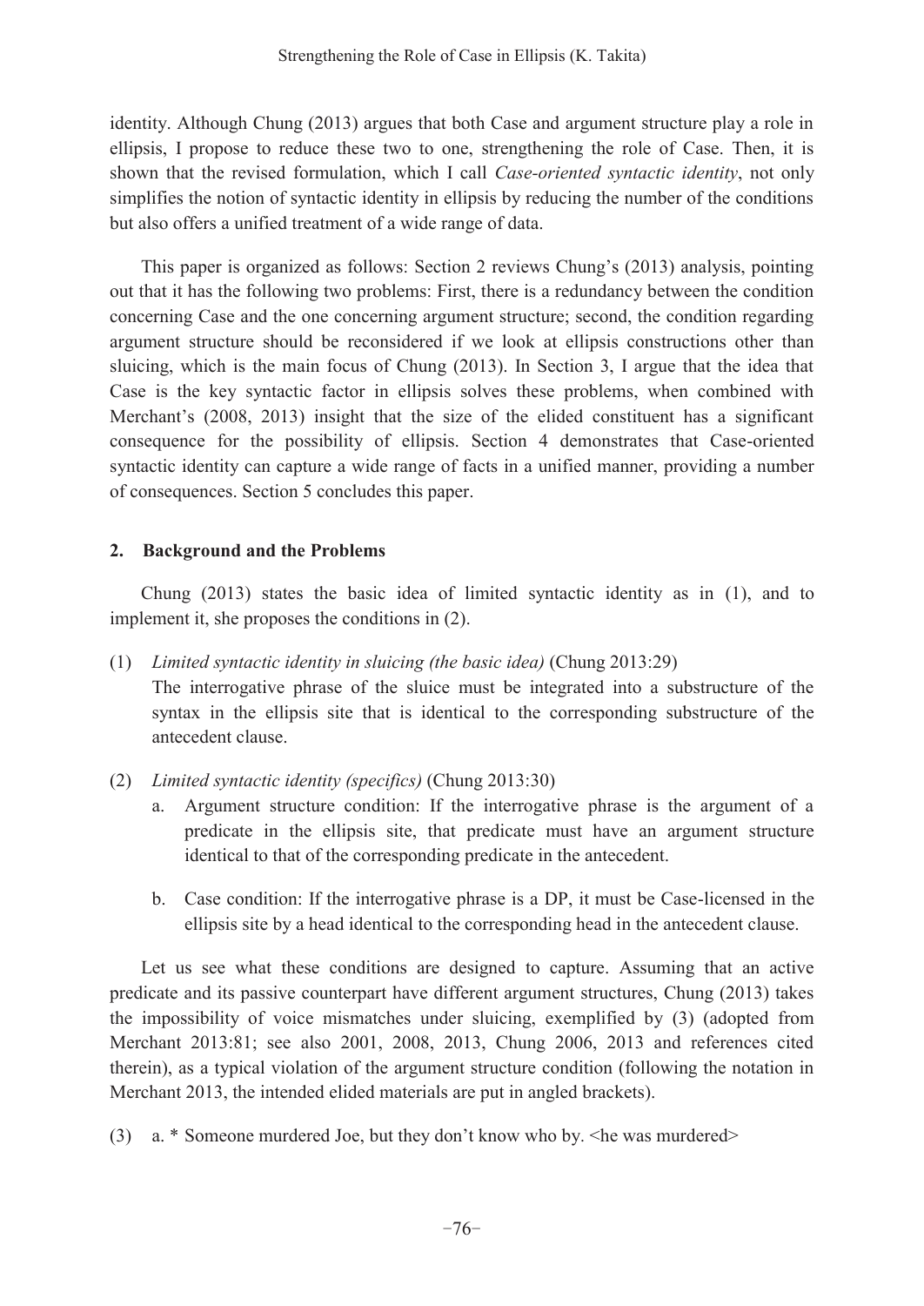identity. Although Chung (2013) argues that both Case and argument structure play a role in ellipsis, I propose to reduce these two to one, strengthening the role of Case. Then, it is shown that the revised formulation, which I call *Case-oriented syntactic identity*, not only simplifies the notion of syntactic identity in ellipsis by reducing the number of the conditions but also offers a unified treatment of a wide range of data.

This paper is organized as follows: Section 2 reviews Chung's (2013) analysis, pointing out that it has the following two problems: First, there is a redundancy between the condition concerning Case and the one concerning argument structure; second, the condition regarding argument structure should be reconsidered if we look at ellipsis constructions other than sluicing, which is the main focus of Chung (2013). In Section 3, I argue that the idea that Case is the key syntactic factor in ellipsis solves these problems, when combined with Merchant's (2008, 2013) insight that the size of the elided constituent has a significant consequence for the possibility of ellipsis. Section 4 demonstrates that Case-oriented syntactic identity can capture a wide range of facts in a unified manner, providing a number of consequences. Section 5 concludes this paper.

## 2. Background and the Problems

Chung (2013) states the basic idea of limited syntactic identity as in (1), and to implement it, she proposes the conditions in (2).

(1) *Limited syntactic identity in sluicing (the basic idea)* (Chung 2013:29)
The interrogative phrase of the sluice must be integrated into a substructure of the syntax in the ellipsis site that is identical to the corresponding substructure of the antecedent clause.

(2) *Limited syntactic identity (specifics)* (Chung 2013:30)
  a. Argument structure condition: If the interrogative phrase is the argument of a predicate in the ellipsis site, that predicate must have an argument structure identical to that of the corresponding predicate in the antecedent.

  b. Case condition: If the interrogative phrase is a DP, it must be Case-licensed in the ellipsis site by a head identical to the corresponding head in the antecedent clause.

Let us see what these conditions are designed to capture. Assuming that an active predicate and its passive counterpart have different argument structures, Chung (2013) takes the impossibility of voice mismatches under sluicing, exemplified by (3) (adopted from Merchant 2013:81; see also 2001, 2008, 2013, Chung 2006, 2013 and references cited therein), as a typical violation of the argument structure condition (following the notation in Merchant 2013, the intended elided materials are put in angled brackets).

(3) a. * Someone murdered Joe, but they don't know who by. <he was murdered>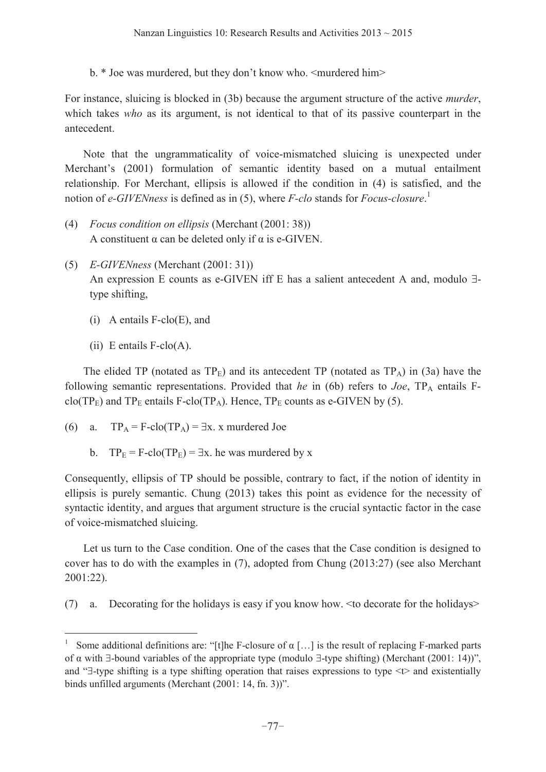b. * Joe was murdered, but they don't know who. <murdered him>

For instance, sluicing is blocked in (3b) because the argument structure of the active *murder*, which takes *who* as its argument, is not identical to that of its passive counterpart in the antecedent.

Note that the ungrammaticality of voice-mismatched sluicing is unexpected under Merchant's (2001) formulation of semantic identity based on a mutual entailment relationship. For Merchant, ellipsis is allowed if the condition in (4) is satisfied, and the notion of *e-GIVENness* is defined as in (5), where *F-clo* stands for *Focus-closure*.[1]

(4) *Focus condition on ellipsis* (Merchant (2001: 38))
A constituent α can be deleted only if α is e-GIVEN.

(5) *E-GIVENness* (Merchant (2001: 31))
An expression E counts as e-GIVEN iff E has a salient antecedent A and, modulo ∃-type shifting,

(i) A entails F-clo(E), and

(ii) E entails F-clo(A).

The elided TP (notated as $TP_E$) and its antecedent TP (notated as $TP_A$) in (3a) have the following semantic representations. Provided that *he* in (6b) refers to *Joe*, $TP_A$ entails F-clo($TP_E$) and $TP_E$ entails F-clo($TP_A$). Hence, $TP_E$ counts as e-GIVEN by (5).

(6) a. $TP_A$ = F-clo($TP_A$) = ∃x. x murdered Joe

b. $TP_E$ = F-clo($TP_E$) = ∃x. he was murdered by x

Consequently, ellipsis of TP should be possible, contrary to fact, if the notion of identity in ellipsis is purely semantic. Chung (2013) takes this point as evidence for the necessity of syntactic identity, and argues that argument structure is the crucial syntactic factor in the case of voice-mismatched sluicing.

Let us turn to the Case condition. One of the cases that the Case condition is designed to cover has to do with the examples in (7), adopted from Chung (2013:27) (see also Merchant 2001:22).

(7) a. Decorating for the holidays is easy if you know how. <to decorate for the holidays>

---

[1] Some additional definitions are: "[t]he F-closure of α […] is the result of replacing F-marked parts of α with ∃-bound variables of the appropriate type (modulo ∃-type shifting) (Merchant (2001: 14))", and "∃-type shifting is a type shifting operation that raises expressions to type <t> and existentially binds unfilled arguments (Merchant (2001: 14, fn. 3))".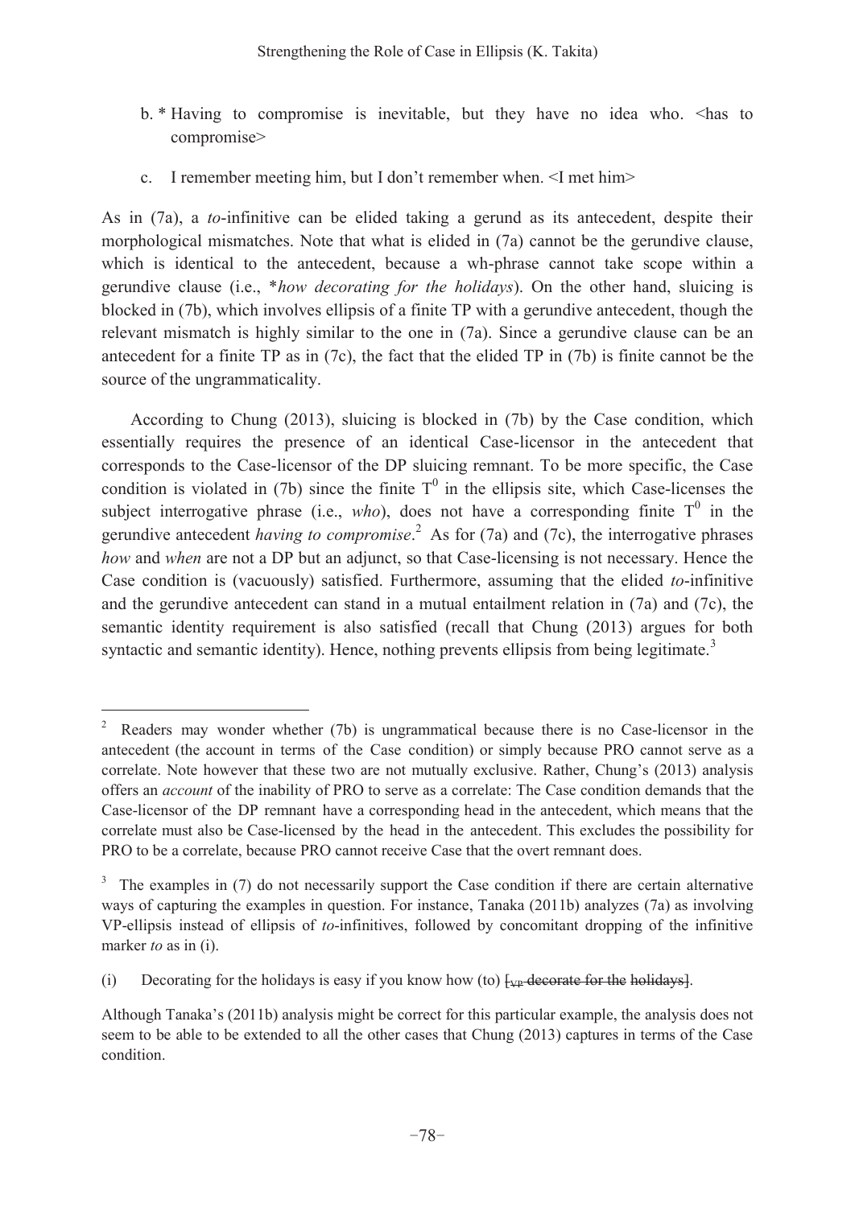b. * Having to compromise is inevitable, but they have no idea who. <has to compromise>

c. I remember meeting him, but I don't remember when. <I met him>

As in (7a), a *to*-infinitive can be elided taking a gerund as its antecedent, despite their morphological mismatches. Note that what is elided in (7a) cannot be the gerundive clause, which is identical to the antecedent, because a wh-phrase cannot take scope within a gerundive clause (i.e., \**how decorating for the holidays*). On the other hand, sluicing is blocked in (7b), which involves ellipsis of a finite TP with a gerundive antecedent, though the relevant mismatch is highly similar to the one in (7a). Since a gerundive clause can be an antecedent for a finite TP as in (7c), the fact that the elided TP in (7b) is finite cannot be the source of the ungrammaticality.

According to Chung (2013), sluicing is blocked in (7b) by the Case condition, which essentially requires the presence of an identical Case-licensor in the antecedent that corresponds to the Case-licensor of the DP sluicing remnant. To be more specific, the Case condition is violated in (7b) since the finite $T^0$ in the ellipsis site, which Case-licenses the subject interrogative phrase (i.e., *who*), does not have a corresponding finite $T^0$ in the gerundive antecedent *having to compromise*.[2] As for (7a) and (7c), the interrogative phrases *how* and *when* are not a DP but an adjunct, so that Case-licensing is not necessary. Hence the Case condition is (vacuously) satisfied. Furthermore, assuming that the elided *to*-infinitive and the gerundive antecedent can stand in a mutual entailment relation in (7a) and (7c), the semantic identity requirement is also satisfied (recall that Chung (2013) argues for both syntactic and semantic identity). Hence, nothing prevents ellipsis from being legitimate.[3]

---

[2] Readers may wonder whether (7b) is ungrammatical because there is no Case-licensor in the antecedent (the account in terms of the Case condition) or simply because PRO cannot serve as a correlate. Note however that these two are not mutually exclusive. Rather, Chung's (2013) analysis offers an *account* of the inability of PRO to serve as a correlate: The Case condition demands that the Case-licensor of the DP remnant have a corresponding head in the antecedent, which means that the correlate must also be Case-licensed by the head in the antecedent. This excludes the possibility for PRO to be a correlate, because PRO cannot receive Case that the overt remnant does.

[3] The examples in (7) do not necessarily support the Case condition if there are certain alternative ways of capturing the examples in question. For instance, Tanaka (2011b) analyzes (7a) as involving VP-ellipsis instead of ellipsis of *to*-infinitives, followed by concomitant dropping of the infinitive marker *to* as in (i).

(i) Decorating for the holidays is easy if you know how (to) ~~[$_{VP}$ decorate for the holidays]~~.

Although Tanaka's (2011b) analysis might be correct for this particular example, the analysis does not seem to be able to be extended to all the other cases that Chung (2013) captures in terms of the Case condition.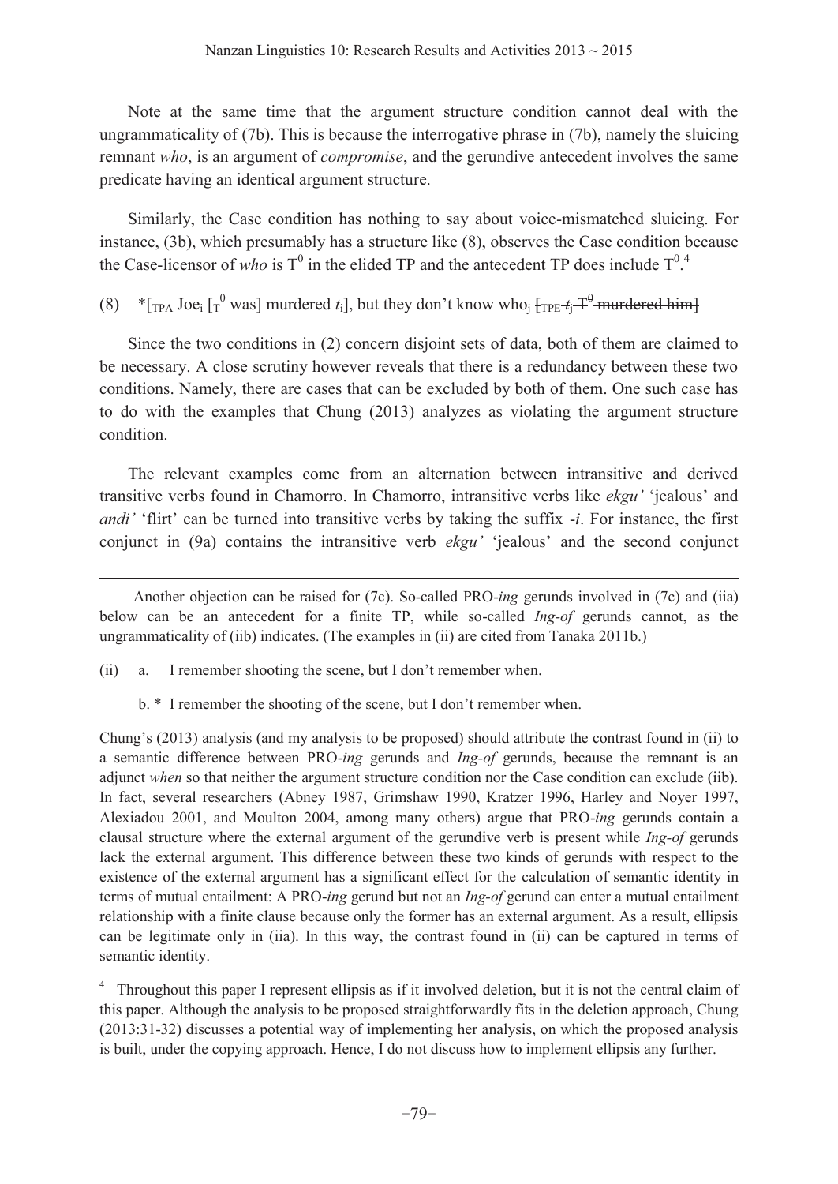Note at the same time that the argument structure condition cannot deal with the ungrammaticality of (7b). This is because the interrogative phrase in (7b), namely the sluicing remnant *who*, is an argument of *compromise*, and the gerundive antecedent involves the same predicate having an identical argument structure.

Similarly, the Case condition has nothing to say about voice-mismatched sluicing. For instance, (3b), which presumably has a structure like (8), observes the Case condition because the Case-licensor of *who* is $T^0$ in the elided TP and the antecedent TP does include $T^0$.[4]

(8) *[$_{TPA}$ Joe$_i$ [$_{T}$$^0$ was] murdered $t_i$], but they don't know who$_j$ ~~[$_{TPE}$ $t_j$ $T^0$ murdered him]~~

Since the two conditions in (2) concern disjoint sets of data, both of them are claimed to be necessary. A close scrutiny however reveals that there is a redundancy between these two conditions. Namely, there are cases that can be excluded by both of them. One such case has to do with the examples that Chung (2013) analyzes as violating the argument structure condition.

The relevant examples come from an alternation between intransitive and derived transitive verbs found in Chamorro. In Chamorro, intransitive verbs like *ekgu'* 'jealous' and *andi'* 'flirt' can be turned into transitive verbs by taking the suffix *-i*. For instance, the first conjunct in (9a) contains the intransitive verb *ekgu'* 'jealous' and the second conjunct

---

Another objection can be raised for (7c). So-called PRO-*ing* gerunds involved in (7c) and (iia) below can be an antecedent for a finite TP, while so-called *Ing-of* gerunds cannot, as the ungrammaticality of (iib) indicates. (The examples in (ii) are cited from Tanaka 2011b.)

(ii) a. I remember shooting the scene, but I don't remember when.

b. * I remember the shooting of the scene, but I don't remember when.

Chung's (2013) analysis (and my analysis to be proposed) should attribute the contrast found in (ii) to a semantic difference between PRO-*ing* gerunds and *Ing-of* gerunds, because the remnant is an adjunct *when* so that neither the argument structure condition nor the Case condition can exclude (iib). In fact, several researchers (Abney 1987, Grimshaw 1990, Kratzer 1996, Harley and Noyer 1997, Alexiadou 2001, and Moulton 2004, among many others) argue that PRO-*ing* gerunds contain a clausal structure where the external argument of the gerundive verb is present while *Ing-of* gerunds lack the external argument. This difference between these two kinds of gerunds with respect to the existence of the external argument has a significant effect for the calculation of semantic identity in terms of mutual entailment: A PRO-*ing* gerund but not an *Ing-of* gerund can enter a mutual entailment relationship with a finite clause because only the former has an external argument. As a result, ellipsis can be legitimate only in (iia). In this way, the contrast found in (ii) can be captured in terms of semantic identity.

[4] Throughout this paper I represent ellipsis as if it involved deletion, but it is not the central claim of this paper. Although the analysis to be proposed straightforwardly fits in the deletion approach, Chung (2013:31-32) discusses a potential way of implementing her analysis, on which the proposed analysis is built, under the copying approach. Hence, I do not discuss how to implement ellipsis any further.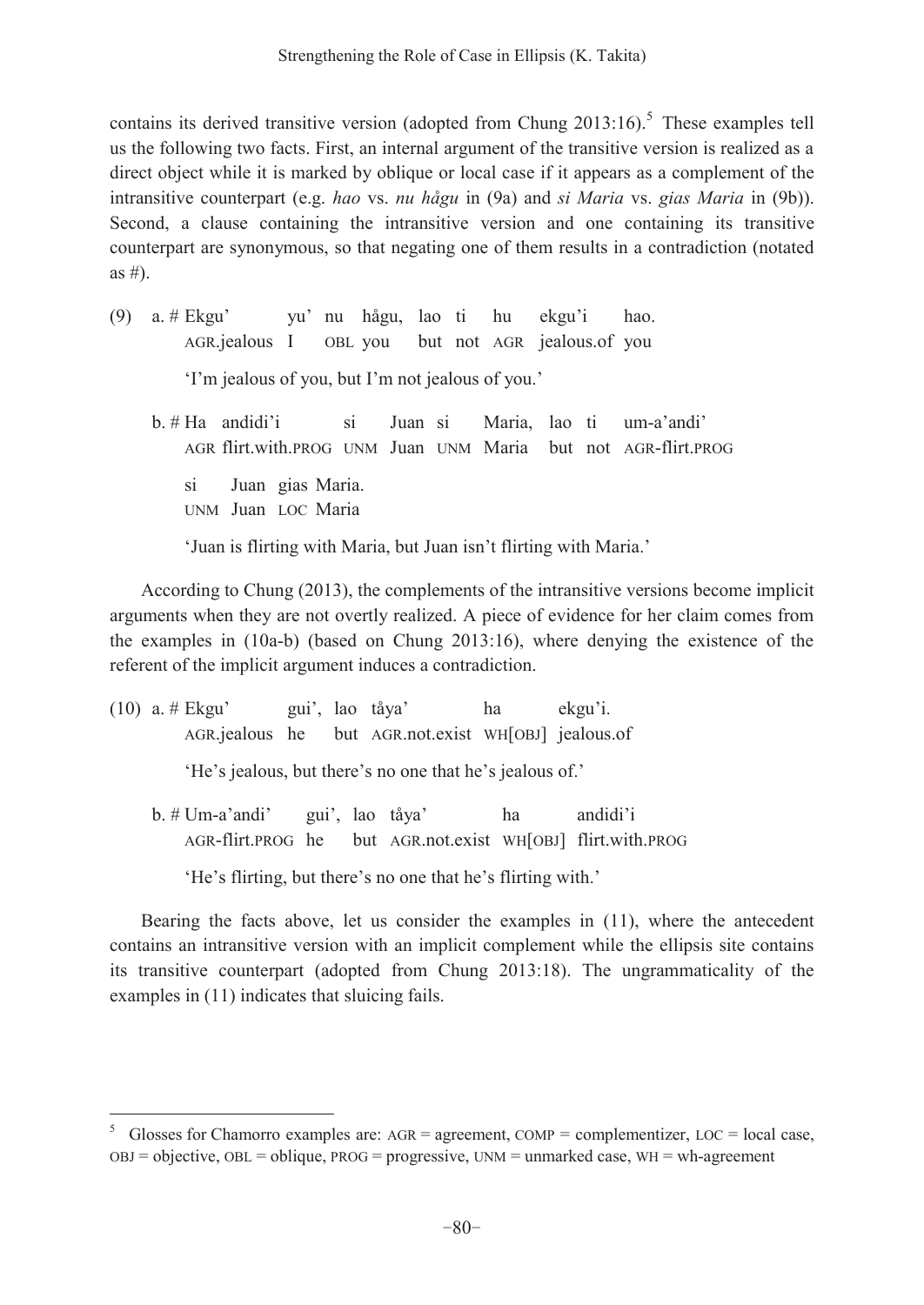contains its derived transitive version (adopted from Chung 2013:16).[5] These examples tell us the following two facts. First, an internal argument of the transitive version is realized as a direct object while it is marked by oblique or local case if it appears as a complement of the intransitive counterpart (e.g. *hao* vs. *nu hågu* in (9a) and *si Maria* vs. *gias Maria* in (9b)). Second, a clause containing the intransitive version and one containing its transitive counterpart are synonymous, so that negating one of them results in a contradiction (notated as #).

(9) a. # Ekgu' yu' nu hågu, lao ti hu ekgu'i hao.
AGR.jealous I OBL you but not AGR jealous.of you
'I'm jealous of you, but I'm not jealous of you.'

b. # Ha andidi'i si Juan si Maria, lao ti um-a'andi'
AGR flirt.with.PROG UNM Juan UNM Maria but not AGR-flirt.PROG
si Juan gias Maria.
UNM Juan LOC Maria
'Juan is flirting with Maria, but Juan isn't flirting with Maria.'

According to Chung (2013), the complements of the intransitive versions become implicit arguments when they are not overtly realized. A piece of evidence for her claim comes from the examples in (10a-b) (based on Chung 2013:16), where denying the existence of the referent of the implicit argument induces a contradiction.

(10) a. # Ekgu' gui', lao tåya' ha ekgu'i.
AGR.jealous he but AGR.not.exist WH[OBJ] jealous.of
'He's jealous, but there's no one that he's jealous of.'

b. # Um-a'andi' gui', lao tåya' ha andidi'i
AGR-flirt.PROG he but AGR.not.exist WH[OBJ] flirt.with.PROG
'He's flirting, but there's no one that he's flirting with.'

Bearing the facts above, let us consider the examples in (11), where the antecedent contains an intransitive version with an implicit complement while the ellipsis site contains its transitive counterpart (adopted from Chung 2013:18). The ungrammaticality of the examples in (11) indicates that sluicing fails.

---

[5] Glosses for Chamorro examples are: AGR = agreement, COMP = complementizer, LOC = local case, OBJ = objective, OBL = oblique, PROG = progressive, UNM = unmarked case, WH = wh-agreement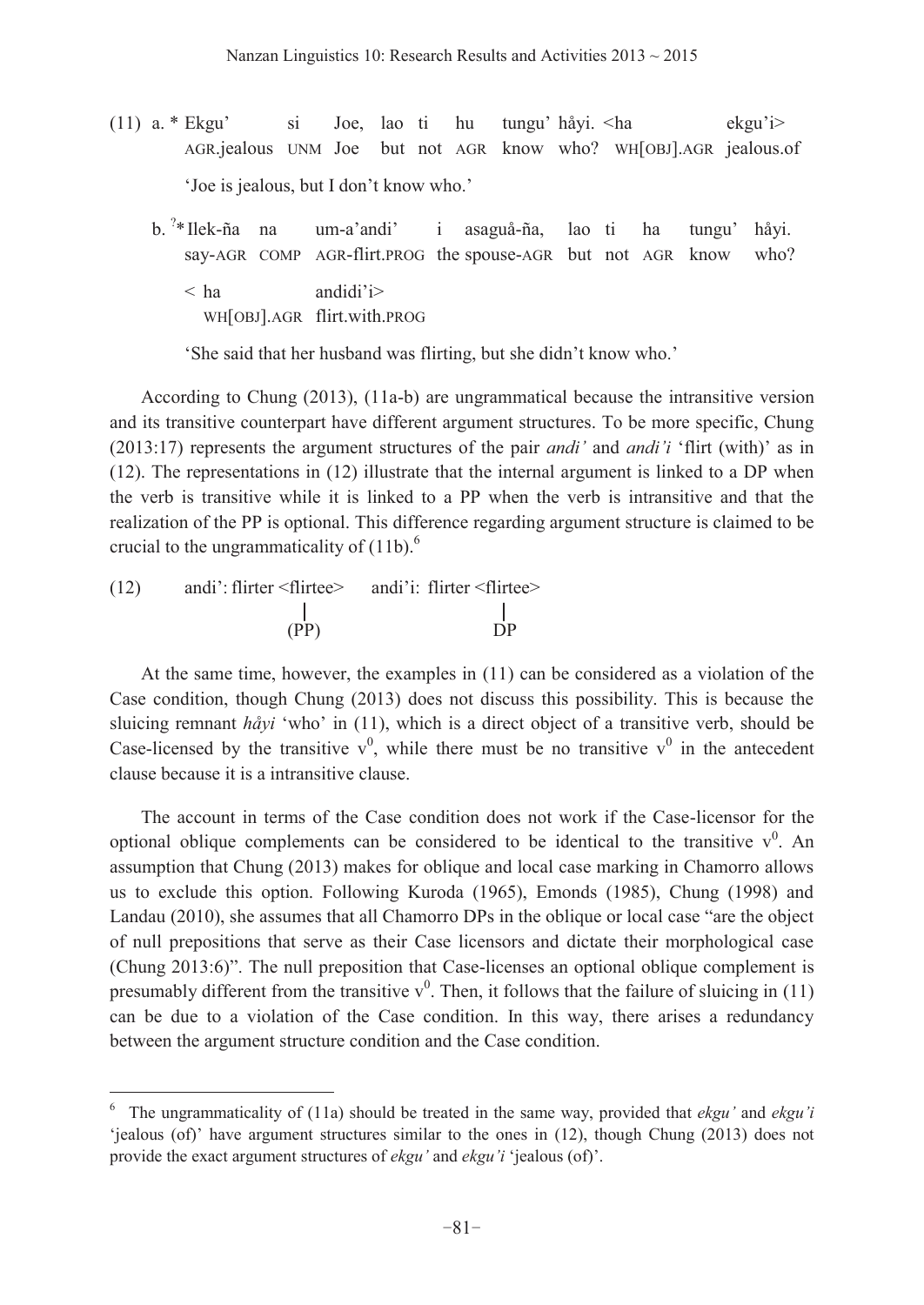(11) a. * Ekgu' si Joe, lao ti hu tungu' håyi. <ha ekgu'i>
AGR.jealous UNM Joe but not AGR know who? WH[OBJ].AGR jealous.of

'Joe is jealous, but I don't know who.'

b. ?* Ilek-ña na um-a'andi' i asaguå-ña, lao ti ha tungu' håyi.
say-AGR COMP AGR-flirt.PROG the spouse-AGR but not AGR know who?

< ha andidi'i>
WH[OBJ].AGR flirt.with.PROG

'She said that her husband was flirting, but she didn't know who.'

According to Chung (2013), (11a-b) are ungrammatical because the intransitive version and its transitive counterpart have different argument structures. To be more specific, Chung (2013:17) represents the argument structures of the pair *andi'* and *andi'i* 'flirt (with)' as in (12). The representations in (12) illustrate that the internal argument is linked to a DP when the verb is transitive while it is linked to a PP when the verb is intransitive and that the realization of the PP is optional. This difference regarding argument structure is claimed to be crucial to the ungrammaticality of (11b).[6]

(12) andi': flirter <flirtee>    andi'i: flirter <flirtee>
                       |                              |
                     (PP)                            DP

At the same time, however, the examples in (11) can be considered as a violation of the Case condition, though Chung (2013) does not discuss this possibility. This is because the sluicing remnant *håyi* 'who' in (11), which is a direct object of a transitive verb, should be Case-licensed by the transitive $v^0$, while there must be no transitive $v^0$ in the antecedent clause because it is a intransitive clause.

The account in terms of the Case condition does not work if the Case-licensor for the optional oblique complements can be considered to be identical to the transitive $v^0$. An assumption that Chung (2013) makes for oblique and local case marking in Chamorro allows us to exclude this option. Following Kuroda (1965), Emonds (1985), Chung (1998) and Landau (2010), she assumes that all Chamorro DPs in the oblique or local case "are the object of null prepositions that serve as their Case licensors and dictate their morphological case (Chung 2013:6)". The null preposition that Case-licenses an optional oblique complement is presumably different from the transitive $v^0$. Then, it follows that the failure of sluicing in (11) can be due to a violation of the Case condition. In this way, there arises a redundancy between the argument structure condition and the Case condition.

---

[6] The ungrammaticality of (11a) should be treated in the same way, provided that *ekgu'* and *ekgu'i* 'jealous (of)' have argument structures similar to the ones in (12), though Chung (2013) does not provide the exact argument structures of *ekgu'* and *ekgu'i* 'jealous (of)'.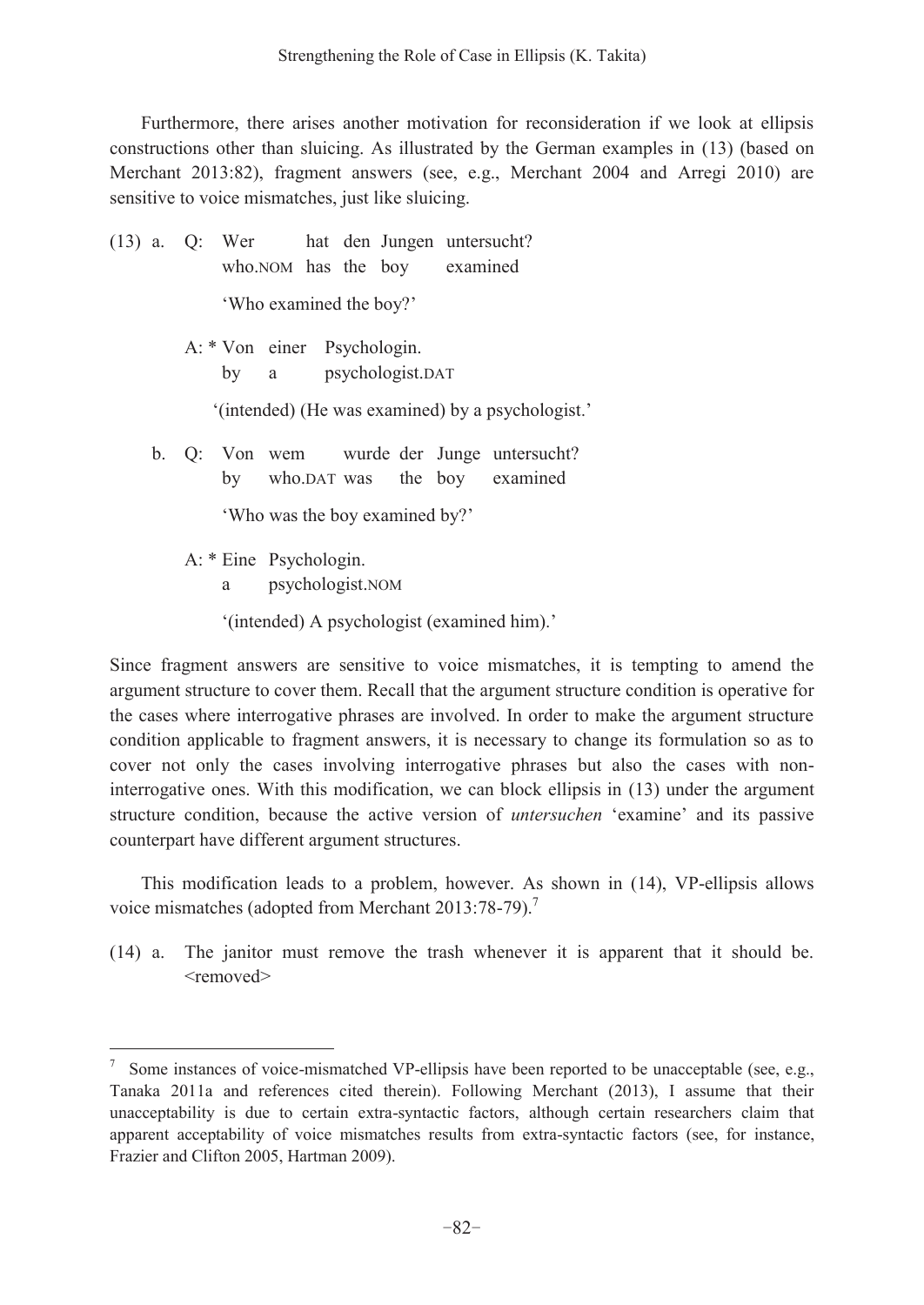Furthermore, there arises another motivation for reconsideration if we look at ellipsis constructions other than sluicing. As illustrated by the German examples in (13) (based on Merchant 2013:82), fragment answers (see, e.g., Merchant 2004 and Arregi 2010) are sensitive to voice mismatches, just like sluicing.

(13) a. Q: Wer hat den Jungen untersucht?
who.NOM has the boy examined

'Who examined the boy?'

A: * Von einer Psychologin.
by a psychologist.DAT

'(intended) (He was examined) by a psychologist.'

b. Q: Von wem wurde der Junge untersucht?
by who.DAT was the boy examined

'Who was the boy examined by?'

A: * Eine Psychologin.
a psychologist.NOM

'(intended) A psychologist (examined him).'

Since fragment answers are sensitive to voice mismatches, it is tempting to amend the argument structure to cover them. Recall that the argument structure condition is operative for the cases where interrogative phrases are involved. In order to make the argument structure condition applicable to fragment answers, it is necessary to change its formulation so as to cover not only the cases involving interrogative phrases but also the cases with non-interrogative ones. With this modification, we can block ellipsis in (13) under the argument structure condition, because the active version of *untersuchen* 'examine' and its passive counterpart have different argument structures.

This modification leads to a problem, however. As shown in (14), VP-ellipsis allows voice mismatches (adopted from Merchant 2013:78-79).[7]

(14) a. The janitor must remove the trash whenever it is apparent that it should be. <removed>

[7] Some instances of voice-mismatched VP-ellipsis have been reported to be unacceptable (see, e.g., Tanaka 2011a and references cited therein). Following Merchant (2013), I assume that their unacceptability is due to certain extra-syntactic factors, although certain researchers claim that apparent acceptability of voice mismatches results from extra-syntactic factors (see, for instance, Frazier and Clifton 2005, Hartman 2009).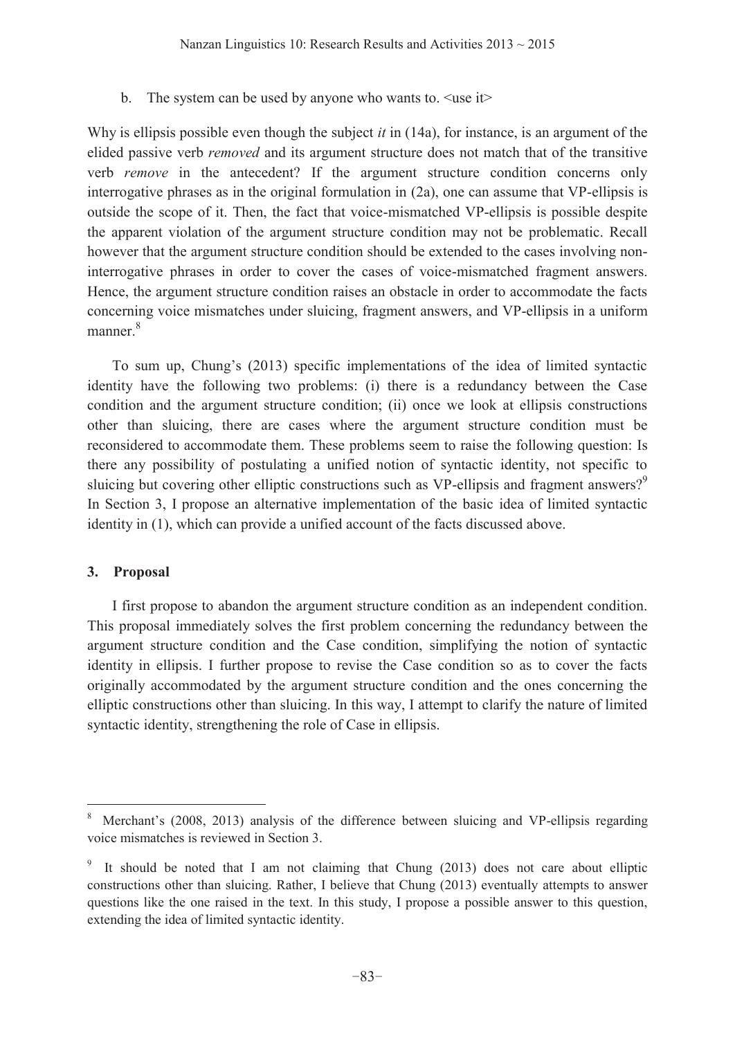b. The system can be used by anyone who wants to. <use it>

Why is ellipsis possible even though the subject *it* in (14a), for instance, is an argument of the elided passive verb *removed* and its argument structure does not match that of the transitive verb *remove* in the antecedent? If the argument structure condition concerns only interrogative phrases as in the original formulation in (2a), one can assume that VP-ellipsis is outside the scope of it. Then, the fact that voice-mismatched VP-ellipsis is possible despite the apparent violation of the argument structure condition may not be problematic. Recall however that the argument structure condition should be extended to the cases involving non-interrogative phrases in order to cover the cases of voice-mismatched fragment answers. Hence, the argument structure condition raises an obstacle in order to accommodate the facts concerning voice mismatches under sluicing, fragment answers, and VP-ellipsis in a uniform manner.[8]

To sum up, Chung's (2013) specific implementations of the idea of limited syntactic identity have the following two problems: (i) there is a redundancy between the Case condition and the argument structure condition; (ii) once we look at ellipsis constructions other than sluicing, there are cases where the argument structure condition must be reconsidered to accommodate them. These problems seem to raise the following question: Is there any possibility of postulating a unified notion of syntactic identity, not specific to sluicing but covering other elliptic constructions such as VP-ellipsis and fragment answers?[9] In Section 3, I propose an alternative implementation of the basic idea of limited syntactic identity in (1), which can provide a unified account of the facts discussed above.

## 3. Proposal

I first propose to abandon the argument structure condition as an independent condition. This proposal immediately solves the first problem concerning the redundancy between the argument structure condition and the Case condition, simplifying the notion of syntactic identity in ellipsis. I further propose to revise the Case condition so as to cover the facts originally accommodated by the argument structure condition and the ones concerning the elliptic constructions other than sluicing. In this way, I attempt to clarify the nature of limited syntactic identity, strengthening the role of Case in ellipsis.

---

[8] Merchant's (2008, 2013) analysis of the difference between sluicing and VP-ellipsis regarding voice mismatches is reviewed in Section 3.

[9] It should be noted that I am not claiming that Chung (2013) does not care about elliptic constructions other than sluicing. Rather, I believe that Chung (2013) eventually attempts to answer questions like the one raised in the text. In this study, I propose a possible answer to this question, extending the idea of limited syntactic identity.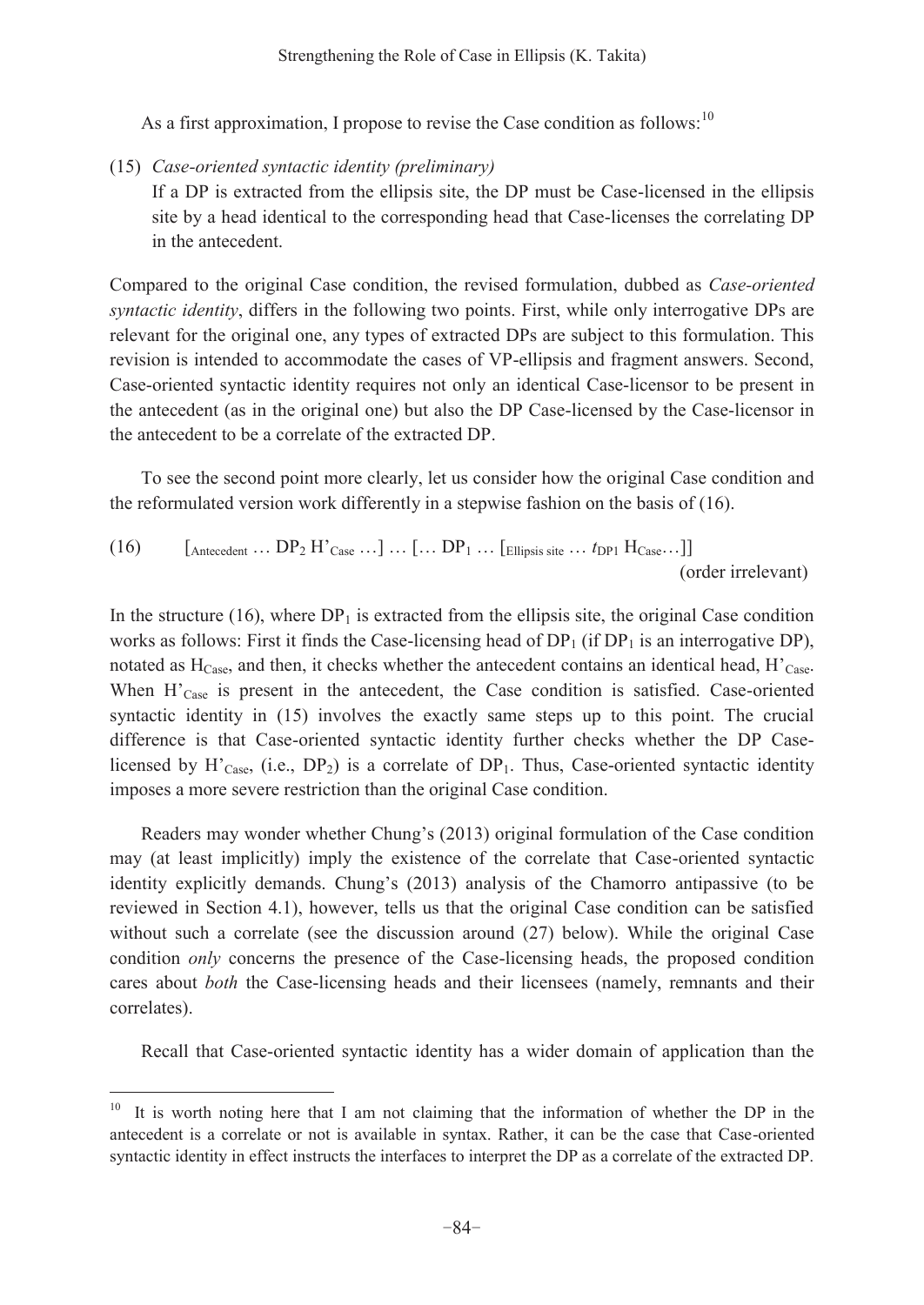As a first approximation, I propose to revise the Case condition as follows:[10]

(15) *Case-oriented syntactic identity (preliminary)*
If a DP is extracted from the ellipsis site, the DP must be Case-licensed in the ellipsis site by a head identical to the corresponding head that Case-licenses the correlating DP in the antecedent.

Compared to the original Case condition, the revised formulation, dubbed as *Case-oriented syntactic identity*, differs in the following two points. First, while only interrogative DPs are relevant for the original one, any types of extracted DPs are subject to this formulation. This revision is intended to accommodate the cases of VP-ellipsis and fragment answers. Second, Case-oriented syntactic identity requires not only an identical Case-licensor to be present in the antecedent (as in the original one) but also the DP Case-licensed by the Case-licensor in the antecedent to be a correlate of the extracted DP.

To see the second point more clearly, let us consider how the original Case condition and the reformulated version work differently in a stepwise fashion on the basis of (16).

(16) $[_{\text{Antecedent}} \ldots \text{DP}_2\ \text{H'}_{\text{Case}} \ldots] \ldots [\ldots \text{DP}_1 \ldots [_{\text{Ellipsis site}} \ldots t_{\text{DP1}}\ \text{H}_{\text{Case}} \ldots]]$
(order irrelevant)

In the structure (16), where $\text{DP}_1$ is extracted from the ellipsis site, the original Case condition works as follows: First it finds the Case-licensing head of $\text{DP}_1$ (if $\text{DP}_1$ is an interrogative DP), notated as $\text{H}_{\text{Case}}$, and then, it checks whether the antecedent contains an identical head, $\text{H'}_{\text{Case}}$. When $\text{H'}_{\text{Case}}$ is present in the antecedent, the Case condition is satisfied. Case-oriented syntactic identity in (15) involves the exactly same steps up to this point. The crucial difference is that Case-oriented syntactic identity further checks whether the DP Case-licensed by $\text{H'}_{\text{Case}}$, (i.e., $\text{DP}_2$) is a correlate of $\text{DP}_1$. Thus, Case-oriented syntactic identity imposes a more severe restriction than the original Case condition.

Readers may wonder whether Chung's (2013) original formulation of the Case condition may (at least implicitly) imply the existence of the correlate that Case-oriented syntactic identity explicitly demands. Chung's (2013) analysis of the Chamorro antipassive (to be reviewed in Section 4.1), however, tells us that the original Case condition can be satisfied without such a correlate (see the discussion around (27) below). While the original Case condition *only* concerns the presence of the Case-licensing heads, the proposed condition cares about *both* the Case-licensing heads and their licensees (namely, remnants and their correlates).

Recall that Case-oriented syntactic identity has a wider domain of application than the

---

[10] It is worth noting here that I am not claiming that the information of whether the DP in the antecedent is a correlate or not is available in syntax. Rather, it can be the case that Case-oriented syntactic identity in effect instructs the interfaces to interpret the DP as a correlate of the extracted DP.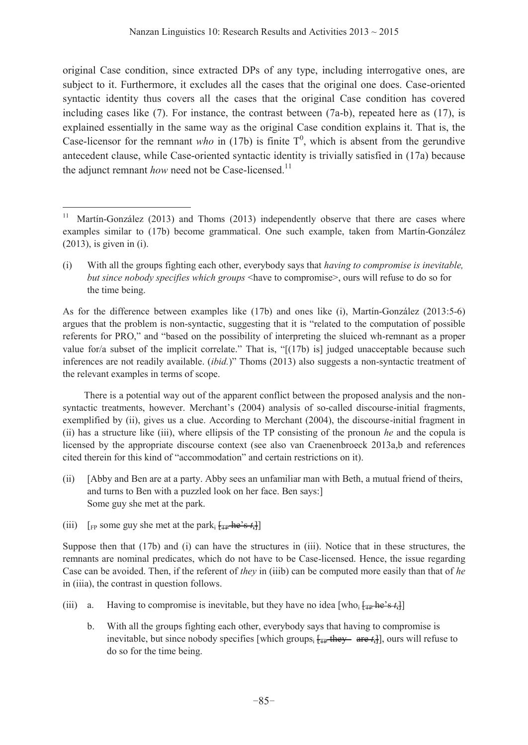original Case condition, since extracted DPs of any type, including interrogative ones, are subject to it. Furthermore, it excludes all the cases that the original one does. Case-oriented syntactic identity thus covers all the cases that the original Case condition has covered including cases like (7). For instance, the contrast between (7a-b), repeated here as (17), is explained essentially in the same way as the original Case condition explains it. That is, the Case-licensor for the remnant *who* in (17b) is finite $T^0$, which is absent from the gerundive antecedent clause, while Case-oriented syntactic identity is trivially satisfied in (17a) because the adjunct remnant *how* need not be Case-licensed.[11]

---

[11] Martín-González (2013) and Thoms (2013) independently observe that there are cases where examples similar to (17b) become grammatical. One such example, taken from Martín-González (2013), is given in (i).

(i) With all the groups fighting each other, everybody says that *having to compromise is inevitable, but since nobody specifies which groups* <have to compromise>, ours will refuse to do so for the time being.

As for the difference between examples like (17b) and ones like (i), Martín-González (2013:5-6) argues that the problem is non-syntactic, suggesting that it is "related to the computation of possible referents for PRO," and "based on the possibility of interpreting the sluiced wh-remnant as a proper value for/a subset of the implicit correlate." That is, "[(17b) is] judged unacceptable because such inferences are not readily available. (*ibid.*)" Thoms (2013) also suggests a non-syntactic treatment of the relevant examples in terms of scope.

There is a potential way out of the apparent conflict between the proposed analysis and the non-syntactic treatments, however. Merchant's (2004) analysis of so-called discourse-initial fragments, exemplified by (ii), gives us a clue. According to Merchant (2004), the discourse-initial fragment in (ii) has a structure like (iii), where ellipsis of the TP consisting of the pronoun *he* and the copula is licensed by the appropriate discourse context (see also van Craenenbroeck 2013a,b and references cited therein for this kind of "accommodation" and certain restrictions on it).

(ii) [Abby and Ben are at a party. Abby sees an unfamiliar man with Beth, a mutual friend of theirs, and turns to Ben with a puzzled look on her face. Ben says:]
Some guy she met at the park.

(iii) [$_{FP}$ some guy she met at the park$_i$ ~~[$_{TP}$ he's $t_i$]~~]

Suppose then that (17b) and (i) can have the structures in (iii). Notice that in these structures, the remnants are nominal predicates, which do not have to be Case-licensed. Hence, the issue regarding Case can be avoided. Then, if the referent of *they* in (iiib) can be computed more easily than that of *he* in (iiia), the contrast in question follows.

(iii) a. Having to compromise is inevitable, but they have no idea [who$_i$ ~~[$_{TP}$ he's $t_i$]~~]

b. With all the groups fighting each other, everybody says that having to compromise is inevitable, but since nobody specifies [which groups$_i$ ~~[$_{TP}$ they are $t_i$]~~], ours will refuse to do so for the time being.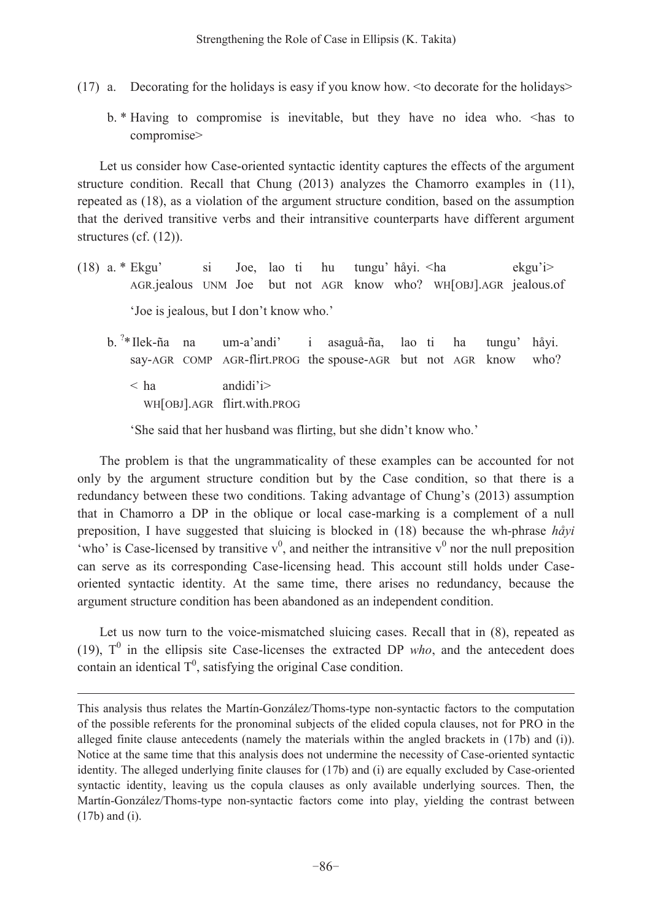(17) a. Decorating for the holidays is easy if you know how. <to decorate for the holidays>

b. * Having to compromise is inevitable, but they have no idea who. <has to compromise>

Let us consider how Case-oriented syntactic identity captures the effects of the argument structure condition. Recall that Chung (2013) analyzes the Chamorro examples in (11), repeated as (18), as a violation of the argument structure condition, based on the assumption that the derived transitive verbs and their intransitive counterparts have different argument structures (cf. (12)).

(18) a. * Ekgu' si Joe, lao ti hu tungu' håyi. <ha ekgu'i>
AGR.jealous UNM Joe but not AGR know who? WH[OBJ].AGR jealous.of

'Joe is jealous, but I don't know who.'

b. ?* Ilek-ña na um-a'andi' i asaguå-ña, lao ti ha tungu' håyi.
say-AGR COMP AGR-flirt.PROG the spouse-AGR but not AGR know who?

< ha andidi'i>
WH[OBJ].AGR flirt.with.PROG

'She said that her husband was flirting, but she didn't know who.'

The problem is that the ungrammaticality of these examples can be accounted for not only by the argument structure condition but by the Case condition, so that there is a redundancy between these two conditions. Taking advantage of Chung's (2013) assumption that in Chamorro a DP in the oblique or local case-marking is a complement of a null preposition, I have suggested that sluicing is blocked in (18) because the wh-phrase *håyi* 'who' is Case-licensed by transitive $v^0$, and neither the intransitive $v^0$ nor the null preposition can serve as its corresponding Case-licensing head. This account still holds under Case-oriented syntactic identity. At the same time, there arises no redundancy, because the argument structure condition has been abandoned as an independent condition.

Let us now turn to the voice-mismatched sluicing cases. Recall that in (8), repeated as (19), $T^0$ in the ellipsis site Case-licenses the extracted DP *who*, and the antecedent does contain an identical $T^0$, satisfying the original Case condition.

---

This analysis thus relates the Martín-González/Thoms-type non-syntactic factors to the computation of the possible referents for the pronominal subjects of the elided copula clauses, not for PRO in the alleged finite clause antecedents (namely the materials within the angled brackets in (17b) and (i)). Notice at the same time that this analysis does not undermine the necessity of Case-oriented syntactic identity. The alleged underlying finite clauses for (17b) and (i) are equally excluded by Case-oriented syntactic identity, leaving us the copula clauses as only available underlying sources. Then, the Martín-González/Thoms-type non-syntactic factors come into play, yielding the contrast between (17b) and (i).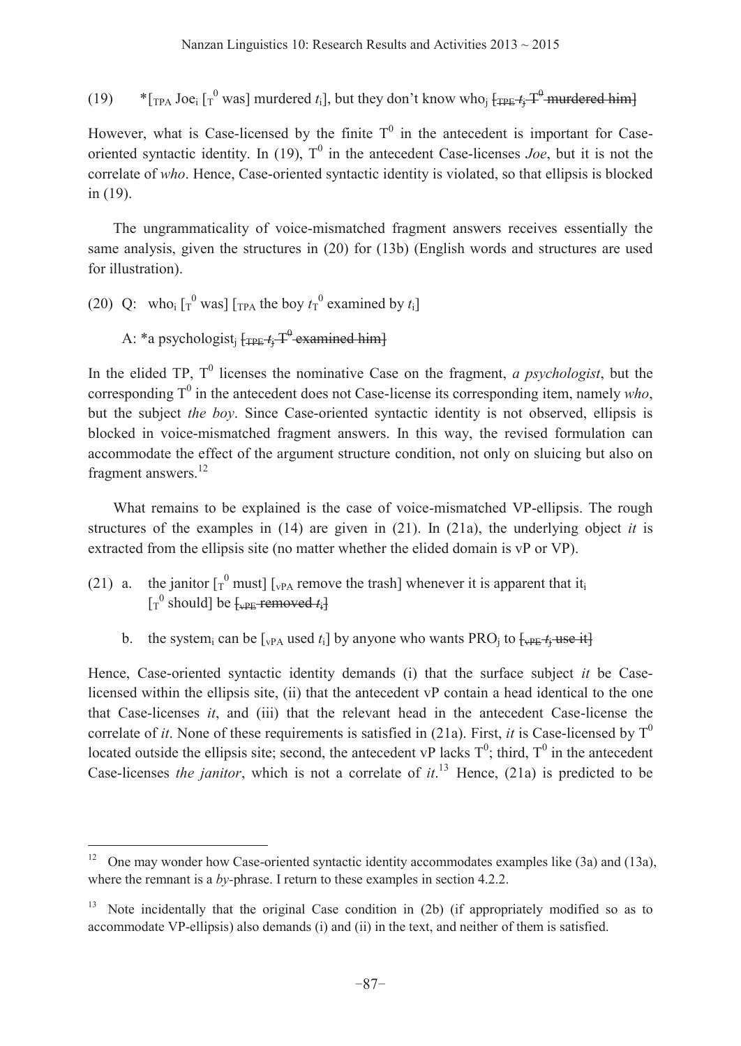(19) *[$_{TPA}$ Joe$_i$ [$_{T}^{0}$ was] murdered $t_i$], but they don't know who$_j$ ~~[$_{TPE}$ $t_j$ $T^0$ murdered him]~~

However, what is Case-licensed by the finite $T^0$ in the antecedent is important for Case-oriented syntactic identity. In (19), $T^0$ in the antecedent Case-licenses *Joe*, but it is not the correlate of *who*. Hence, Case-oriented syntactic identity is violated, so that ellipsis is blocked in (19).

The ungrammaticality of voice-mismatched fragment answers receives essentially the same analysis, given the structures in (20) for (13b) (English words and structures are used for illustration).

(20) Q: who$_i$ [$_{T}^{0}$ was] [$_{TPA}$ the boy $t_{T}^{0}$ examined by $t_i$]

A: *a psychologist$_j$ ~~[$_{TPE}$ $t_j$ $T^0$ examined him]~~

In the elided TP, $T^0$ licenses the nominative Case on the fragment, *a psychologist*, but the corresponding $T^0$ in the antecedent does not Case-license its corresponding item, namely *who*, but the subject *the boy*. Since Case-oriented syntactic identity is not observed, ellipsis is blocked in voice-mismatched fragment answers. In this way, the revised formulation can accommodate the effect of the argument structure condition, not only on sluicing but also on fragment answers.[12]

What remains to be explained is the case of voice-mismatched VP-ellipsis. The rough structures of the examples in (14) are given in (21). In (21a), the underlying object *it* is extracted from the ellipsis site (no matter whether the elided domain is vP or VP).

(21) a. the janitor [$_{T}^{0}$ must] [$_{vPA}$ remove the trash] whenever it is apparent that it$_i$ [$_{T}^{0}$ should] be ~~[$_{vPE}$ removed $t_i$]~~

b. the system$_i$ can be [$_{vPA}$ used $t_i$] by anyone who wants PRO$_j$ to ~~[$_{vPE}$ $t_j$ use it]~~

Hence, Case-oriented syntactic identity demands (i) that the surface subject *it* be Case-licensed within the ellipsis site, (ii) that the antecedent vP contain a head identical to the one that Case-licenses *it*, and (iii) that the relevant head in the antecedent Case-license the correlate of *it*. None of these requirements is satisfied in (21a). First, *it* is Case-licensed by $T^0$ located outside the ellipsis site; second, the antecedent vP lacks $T^0$; third, $T^0$ in the antecedent Case-licenses *the janitor*, which is not a correlate of *it*.[13] Hence, (21a) is predicted to be

---

[12] One may wonder how Case-oriented syntactic identity accommodates examples like (3a) and (13a), where the remnant is a *by*-phrase. I return to these examples in section 4.2.2.

[13] Note incidentally that the original Case condition in (2b) (if appropriately modified so as to accommodate VP-ellipsis) also demands (i) and (ii) in the text, and neither of them is satisfied.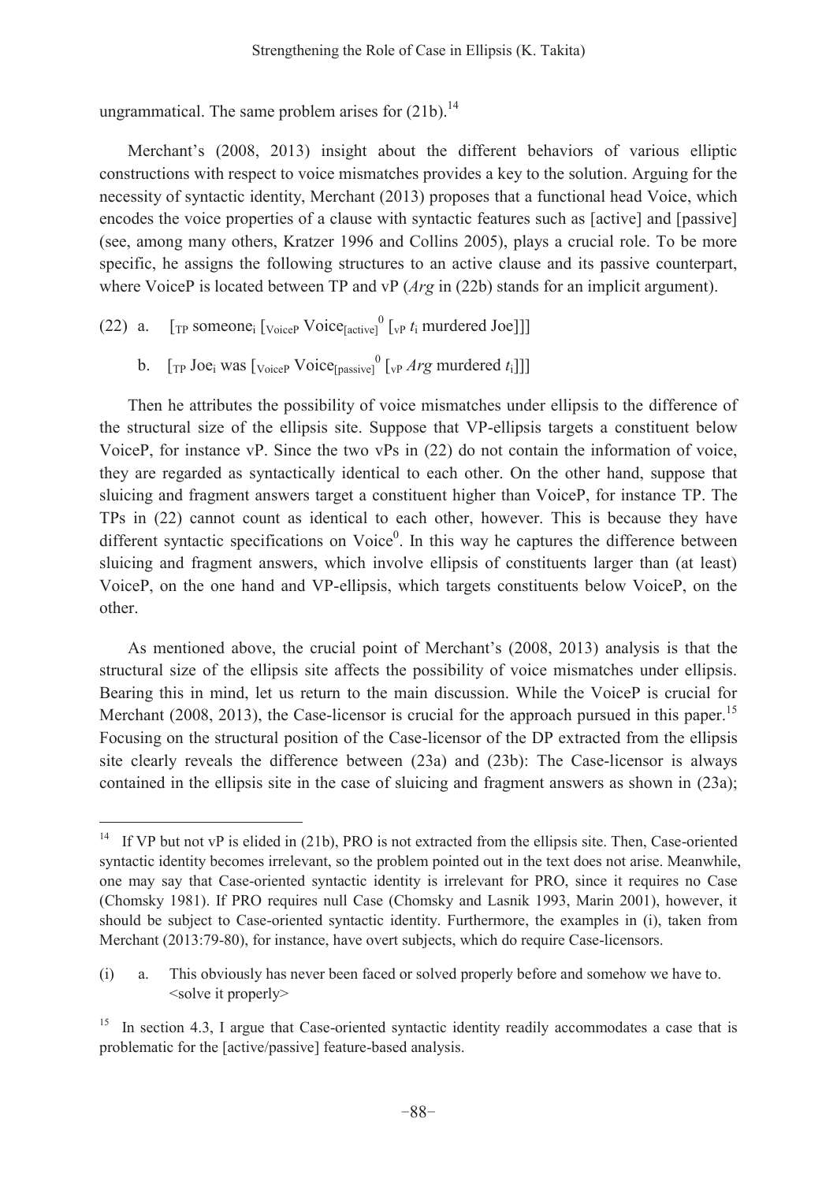ungrammatical. The same problem arises for (21b).[14]

Merchant's (2008, 2013) insight about the different behaviors of various elliptic constructions with respect to voice mismatches provides a key to the solution. Arguing for the necessity of syntactic identity, Merchant (2013) proposes that a functional head Voice, which encodes the voice properties of a clause with syntactic features such as [active] and [passive] (see, among many others, Kratzer 1996 and Collins 2005), plays a crucial role. To be more specific, he assigns the following structures to an active clause and its passive counterpart, where VoiceP is located between TP and vP (*Arg* in (22b) stands for an implicit argument).

(22) a. [$_{\text{TP}}$ someone$_i$ [$_{\text{VoiceP}}$ Voice$_{\text{[active]}}^0$ [$_{\text{vP}}$ $t_i$ murdered Joe]]]

b. [$_{\text{TP}}$ Joe$_i$ was [$_{\text{VoiceP}}$ Voice$_{\text{[passive]}}^0$ [$_{\text{vP}}$ *Arg* murdered $t_i$]]]

Then he attributes the possibility of voice mismatches under ellipsis to the difference of the structural size of the ellipsis site. Suppose that VP-ellipsis targets a constituent below VoiceP, for instance vP. Since the two vPs in (22) do not contain the information of voice, they are regarded as syntactically identical to each other. On the other hand, suppose that sluicing and fragment answers target a constituent higher than VoiceP, for instance TP. The TPs in (22) cannot count as identical to each other, however. This is because they have different syntactic specifications on Voice$^0$. In this way he captures the difference between sluicing and fragment answers, which involve ellipsis of constituents larger than (at least) VoiceP, on the one hand and VP-ellipsis, which targets constituents below VoiceP, on the other.

As mentioned above, the crucial point of Merchant's (2008, 2013) analysis is that the structural size of the ellipsis site affects the possibility of voice mismatches under ellipsis. Bearing this in mind, let us return to the main discussion. While the VoiceP is crucial for Merchant (2008, 2013), the Case-licensor is crucial for the approach pursued in this paper.[15] Focusing on the structural position of the Case-licensor of the DP extracted from the ellipsis site clearly reveals the difference between (23a) and (23b): The Case-licensor is always contained in the ellipsis site in the case of sluicing and fragment answers as shown in (23a);

---

[14] If VP but not vP is elided in (21b), PRO is not extracted from the ellipsis site. Then, Case-oriented syntactic identity becomes irrelevant, so the problem pointed out in the text does not arise. Meanwhile, one may say that Case-oriented syntactic identity is irrelevant for PRO, since it requires no Case (Chomsky 1981). If PRO requires null Case (Chomsky and Lasnik 1993, Marin 2001), however, it should be subject to Case-oriented syntactic identity. Furthermore, the examples in (i), taken from Merchant (2013:79-80), for instance, have overt subjects, which do require Case-licensors.

(i) a. This obviously has never been faced or solved properly before and somehow we have to. <solve it properly>

[15] In section 4.3, I argue that Case-oriented syntactic identity readily accommodates a case that is problematic for the [active/passive] feature-based analysis.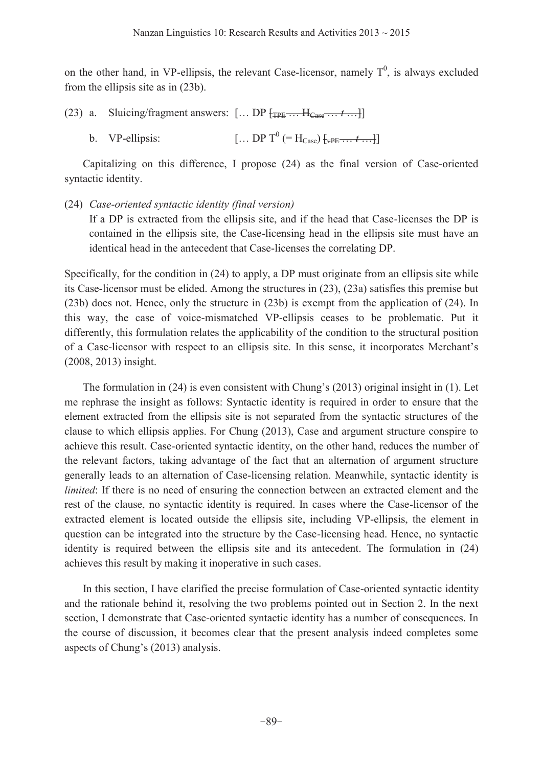on the other hand, in VP-ellipsis, the relevant Case-licensor, namely $T^0$, is always excluded from the ellipsis site as in (23b).

(23) a. Sluicing/fragment answers: [… DP ~~[TPE … $H_{Case}$ … *t* …]~~]

b. VP-ellipsis: [… DP $T^0$ (= $H_{Case}$) ~~[vPE … *t* …]~~]

Capitalizing on this difference, I propose (24) as the final version of Case-oriented syntactic identity.

(24) *Case-oriented syntactic identity (final version)*

If a DP is extracted from the ellipsis site, and if the head that Case-licenses the DP is contained in the ellipsis site, the Case-licensing head in the ellipsis site must have an identical head in the antecedent that Case-licenses the correlating DP.

Specifically, for the condition in (24) to apply, a DP must originate from an ellipsis site while its Case-licensor must be elided. Among the structures in (23), (23a) satisfies this premise but (23b) does not. Hence, only the structure in (23b) is exempt from the application of (24). In this way, the case of voice-mismatched VP-ellipsis ceases to be problematic. Put it differently, this formulation relates the applicability of the condition to the structural position of a Case-licensor with respect to an ellipsis site. In this sense, it incorporates Merchant's (2008, 2013) insight.

The formulation in (24) is even consistent with Chung's (2013) original insight in (1). Let me rephrase the insight as follows: Syntactic identity is required in order to ensure that the element extracted from the ellipsis site is not separated from the syntactic structures of the clause to which ellipsis applies. For Chung (2013), Case and argument structure conspire to achieve this result. Case-oriented syntactic identity, on the other hand, reduces the number of the relevant factors, taking advantage of the fact that an alternation of argument structure generally leads to an alternation of Case-licensing relation. Meanwhile, syntactic identity is *limited*: If there is no need of ensuring the connection between an extracted element and the rest of the clause, no syntactic identity is required. In cases where the Case-licensor of the extracted element is located outside the ellipsis site, including VP-ellipsis, the element in question can be integrated into the structure by the Case-licensing head. Hence, no syntactic identity is required between the ellipsis site and its antecedent. The formulation in (24) achieves this result by making it inoperative in such cases.

In this section, I have clarified the precise formulation of Case-oriented syntactic identity and the rationale behind it, resolving the two problems pointed out in Section 2. In the next section, I demonstrate that Case-oriented syntactic identity has a number of consequences. In the course of discussion, it becomes clear that the present analysis indeed completes some aspects of Chung's (2013) analysis.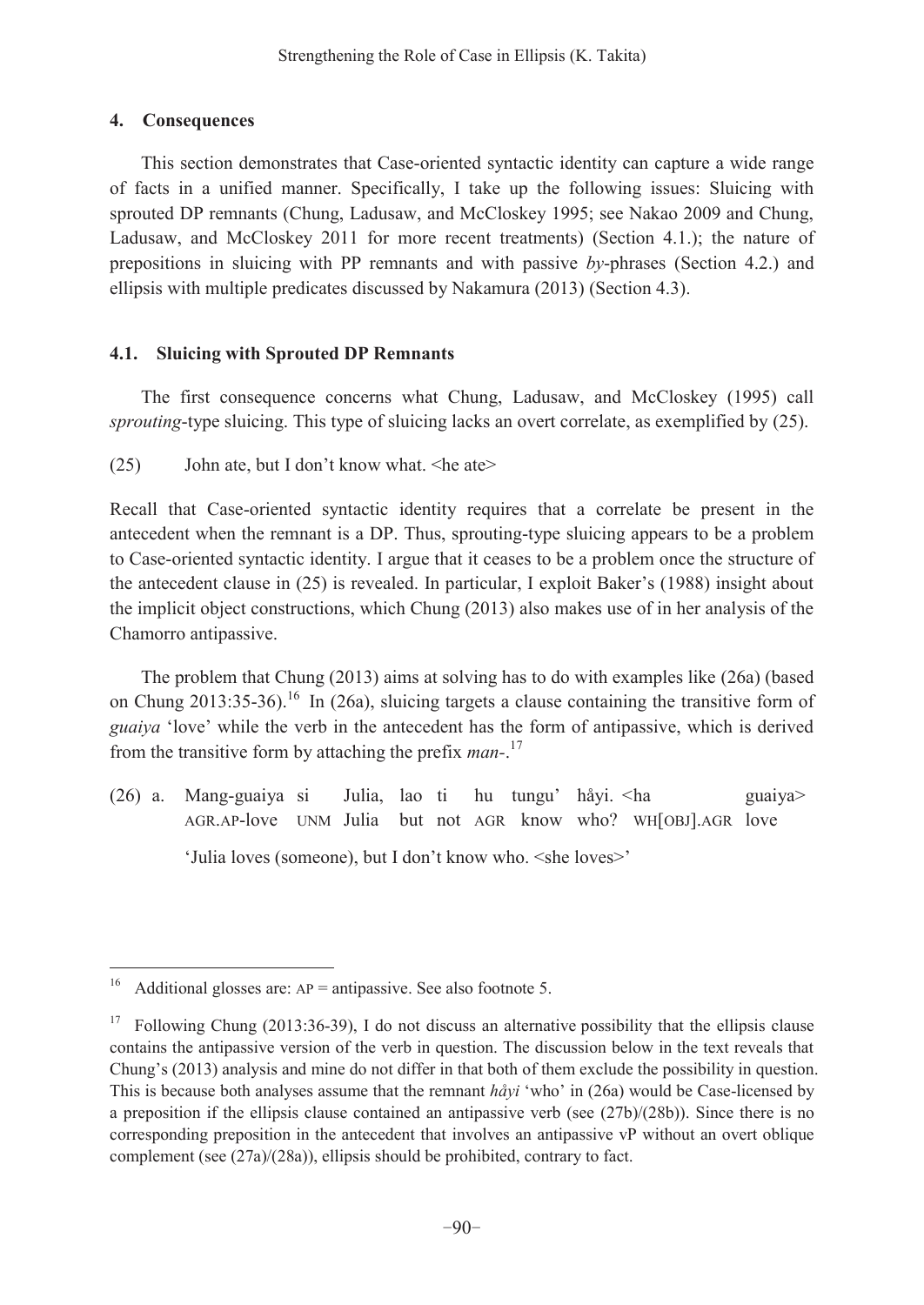## 4. Consequences

This section demonstrates that Case-oriented syntactic identity can capture a wide range of facts in a unified manner. Specifically, I take up the following issues: Sluicing with sprouted DP remnants (Chung, Ladusaw, and McCloskey 1995; see Nakao 2009 and Chung, Ladusaw, and McCloskey 2011 for more recent treatments) (Section 4.1.); the nature of prepositions in sluicing with PP remnants and with passive *by*-phrases (Section 4.2.) and ellipsis with multiple predicates discussed by Nakamura (2013) (Section 4.3).

### 4.1. Sluicing with Sprouted DP Remnants

The first consequence concerns what Chung, Ladusaw, and McCloskey (1995) call *sprouting*-type sluicing. This type of sluicing lacks an overt correlate, as exemplified by (25).

(25) John ate, but I don't know what. <he ate>

Recall that Case-oriented syntactic identity requires that a correlate be present in the antecedent when the remnant is a DP. Thus, sprouting-type sluicing appears to be a problem to Case-oriented syntactic identity. I argue that it ceases to be a problem once the structure of the antecedent clause in (25) is revealed. In particular, I exploit Baker's (1988) insight about the implicit object constructions, which Chung (2013) also makes use of in her analysis of the Chamorro antipassive.

The problem that Chung (2013) aims at solving has to do with examples like (26a) (based on Chung 2013:35-36).[16] In (26a), sluicing targets a clause containing the transitive form of *guaiya* 'love' while the verb in the antecedent has the form of antipassive, which is derived from the transitive form by attaching the prefix *man-*.[17]

(26) a. Mang-guaiya si Julia, lao ti hu tungu' håyi. <ha guaiya>
   AGR.AP-love UNM Julia but not AGR know who? WH[OBJ].AGR love
   'Julia loves (someone), but I don't know who. <she loves>'

---

[16] Additional glosses are: AP = antipassive. See also footnote 5.

[17] Following Chung (2013:36-39), I do not discuss an alternative possibility that the ellipsis clause contains the antipassive version of the verb in question. The discussion below in the text reveals that Chung's (2013) analysis and mine do not differ in that both of them exclude the possibility in question. This is because both analyses assume that the remnant *håyi* 'who' in (26a) would be Case-licensed by a preposition if the ellipsis clause contained an antipassive verb (see (27b)/(28b)). Since there is no corresponding preposition in the antecedent that involves an antipassive vP without an overt oblique complement (see (27a)/(28a)), ellipsis should be prohibited, contrary to fact.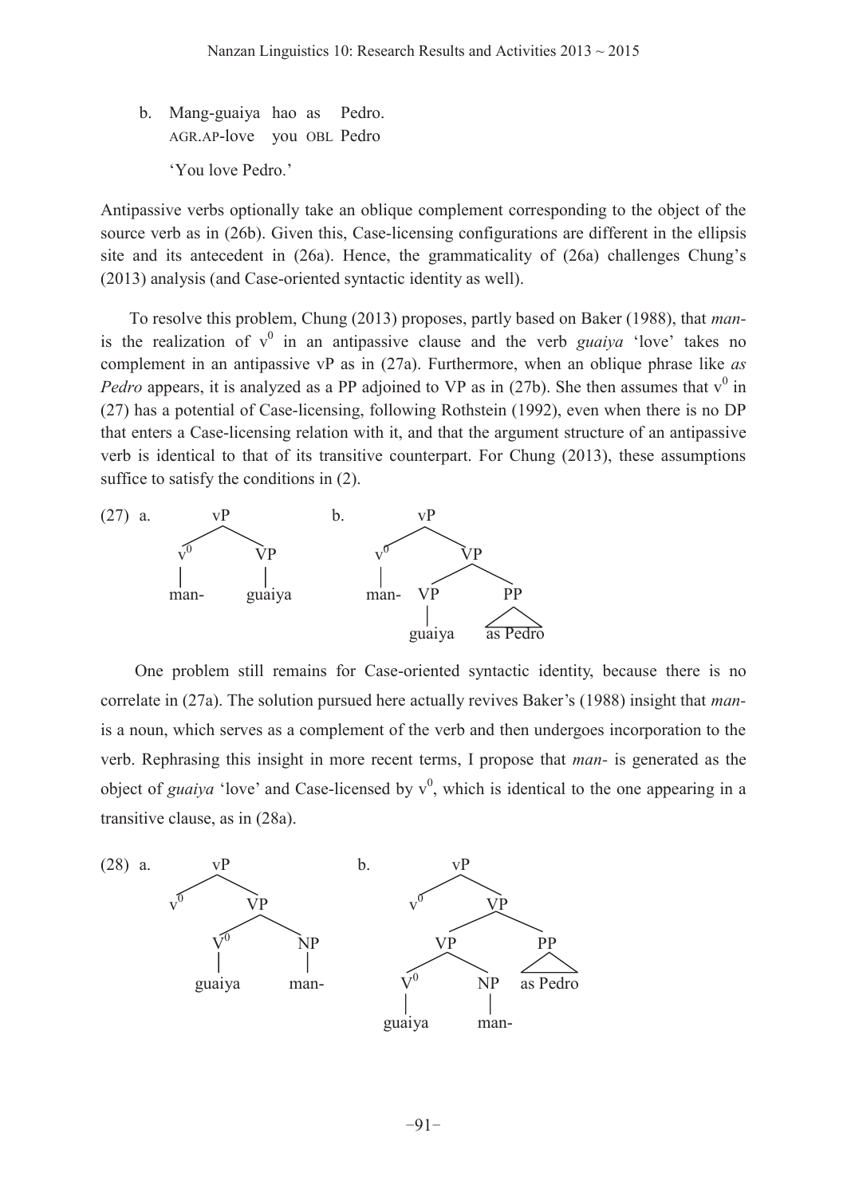b. Mang-guaiya hao as Pedro.
   AGR.AP-love you OBL Pedro

   'You love Pedro.'

Antipassive verbs optionally take an oblique complement corresponding to the object of the source verb as in (26b). Given this, Case-licensing configurations are different in the ellipsis site and its antecedent in (26a). Hence, the grammaticality of (26a) challenges Chung's (2013) analysis (and Case-oriented syntactic identity as well).

To resolve this problem, Chung (2013) proposes, partly based on Baker (1988), that *man-* is the realization of $v^0$ in an antipassive clause and the verb *guaiya* 'love' takes no complement in an antipassive vP as in (27a). Furthermore, when an oblique phrase like *as Pedro* appears, it is analyzed as a PP adjoined to VP as in (27b). She then assumes that $v^0$ in (27) has a potential of Case-licensing, following Rothstein (1992), even when there is no DP that enters a Case-licensing relation with it, and that the argument structure of an antipassive verb is identical to that of its transitive counterpart. For Chung (2013), these assumptions suffice to satisfy the conditions in (2).

(27) a. [vP [$v^0$ man-] [VP guaiya]]

b. [vP [$v^0$ man-] [VP [VP guaiya] [PP as Pedro]]]

One problem still remains for Case-oriented syntactic identity, because there is no correlate in (27a). The solution pursued here actually revives Baker's (1988) insight that *man-* is a noun, which serves as a complement of the verb and then undergoes incorporation to the verb. Rephrasing this insight in more recent terms, I propose that *man-* is generated as the object of *guaiya* 'love' and Case-licensed by $v^0$, which is identical to the one appearing in a transitive clause, as in (28a).

(28) a. [vP $v^0$ [VP [$V^0$ guaiya] [NP man-]]]

b. [vP $v^0$ [VP [VP [$V^0$ guaiya] [NP man-]] [PP as Pedro]]]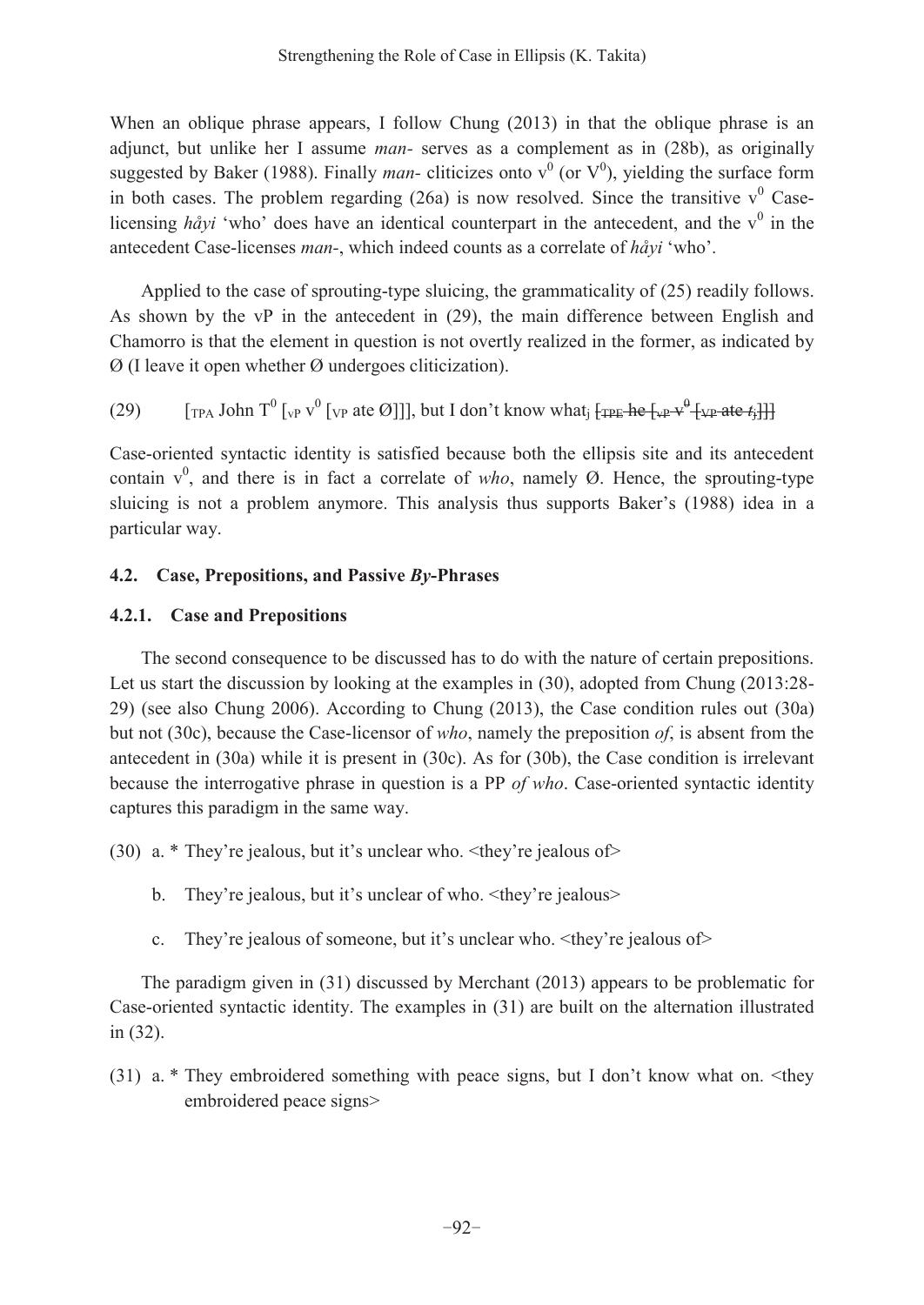When an oblique phrase appears, I follow Chung (2013) in that the oblique phrase is an adjunct, but unlike her I assume *man-* serves as a complement as in (28b), as originally suggested by Baker (1988). Finally *man-* cliticizes onto $v^0$ (or $V^0$), yielding the surface form in both cases. The problem regarding (26a) is now resolved. Since the transitive $v^0$ Case-licensing *håyi* 'who' does have an identical counterpart in the antecedent, and the $v^0$ in the antecedent Case-licenses *man-*, which indeed counts as a correlate of *håyi* 'who'.

Applied to the case of sprouting-type sluicing, the grammaticality of (25) readily follows. As shown by the vP in the antecedent in (29), the main difference between English and Chamorro is that the element in question is not overtly realized in the former, as indicated by Ø (I leave it open whether Ø undergoes cliticization).

(29) $[_{\text{TPA}}$ John $T^0$ $[_{\text{vP}}$ $v^0$ $[_{\text{VP}}$ ate Ø]]], but I don't know what$_j$ ~~[$_{\text{TPE}}$ he [$_{\text{vP}}$ $v^0$ [$_{\text{VP}}$ ate $t_j$]]]~~

Case-oriented syntactic identity is satisfied because both the ellipsis site and its antecedent contain $v^0$, and there is in fact a correlate of *who*, namely Ø. Hence, the sprouting-type sluicing is not a problem anymore. This analysis thus supports Baker's (1988) idea in a particular way.

### 4.2. Case, Prepositions, and Passive *By*-Phrases

#### 4.2.1. Case and Prepositions

The second consequence to be discussed has to do with the nature of certain prepositions. Let us start the discussion by looking at the examples in (30), adopted from Chung (2013:28-29) (see also Chung 2006). According to Chung (2013), the Case condition rules out (30a) but not (30c), because the Case-licensor of *who*, namely the preposition *of*, is absent from the antecedent in (30a) while it is present in (30c). As for (30b), the Case condition is irrelevant because the interrogative phrase in question is a PP *of who*. Case-oriented syntactic identity captures this paradigm in the same way.

(30) a. * They're jealous, but it's unclear who. <they're jealous of>

b. They're jealous, but it's unclear of who. <they're jealous>

c. They're jealous of someone, but it's unclear who. <they're jealous of>

The paradigm given in (31) discussed by Merchant (2013) appears to be problematic for Case-oriented syntactic identity. The examples in (31) are built on the alternation illustrated in (32).

(31) a. * They embroidered something with peace signs, but I don't know what on. <they embroidered peace signs>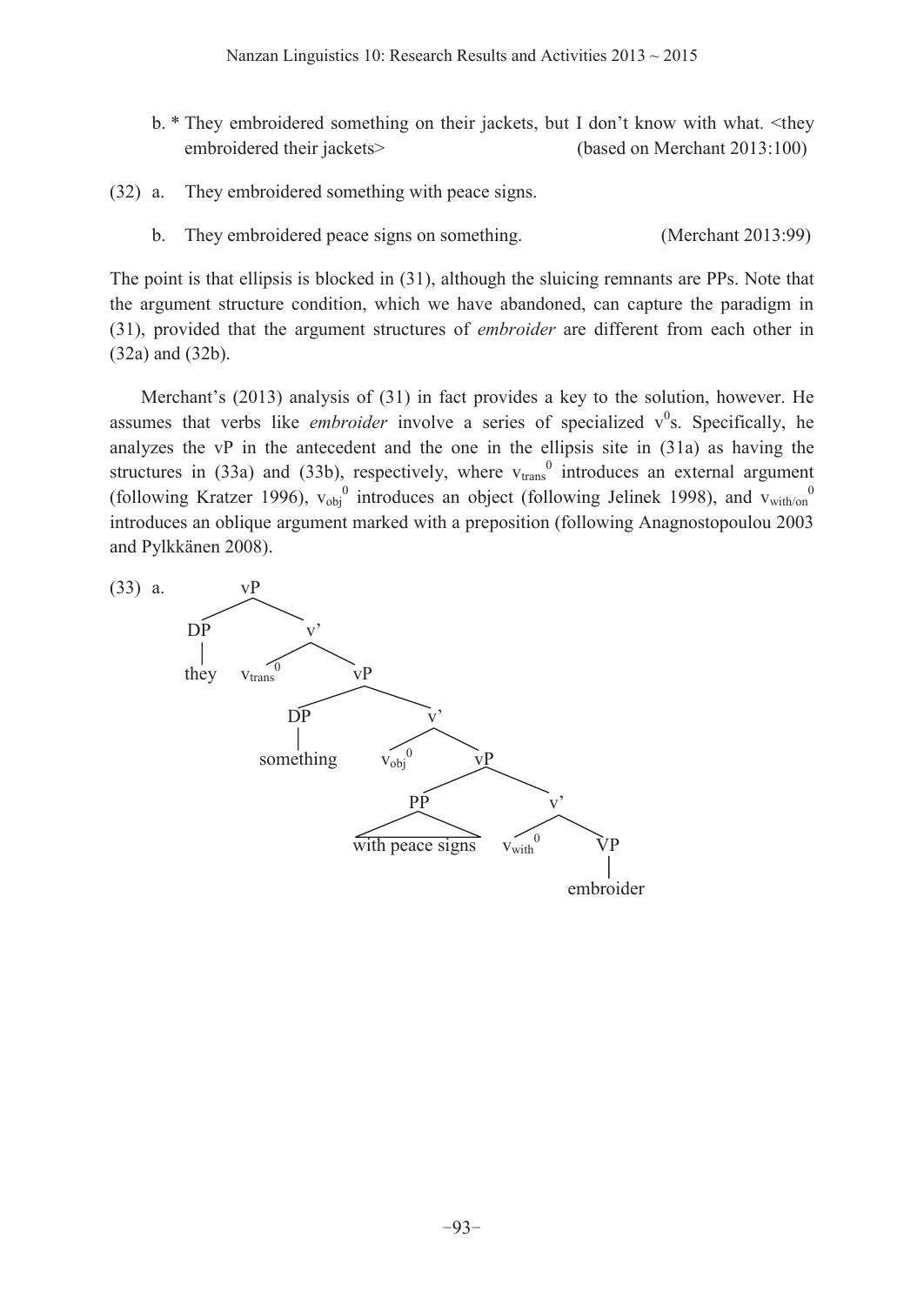b. * They embroidered something on their jackets, but I don't know with what. <they embroidered their jackets> (based on Merchant 2013:100)

(32) a. They embroidered something with peace signs.

b. They embroidered peace signs on something. (Merchant 2013:99)

The point is that ellipsis is blocked in (31), although the sluicing remnants are PPs. Note that the argument structure condition, which we have abandoned, can capture the paradigm in (31), provided that the argument structures of *embroider* are different from each other in (32a) and (32b).

Merchant's (2013) analysis of (31) in fact provides a key to the solution, however. He assumes that verbs like *embroider* involve a series of specialized $v^0$s. Specifically, he analyzes the vP in the antecedent and the one in the ellipsis site in (31a) as having the structures in (33a) and (33b), respectively, where $v_{trans}{}^0$ introduces an external argument (following Kratzer 1996), $v_{obj}{}^0$ introduces an object (following Jelinek 1998), and $v_{with/on}{}^0$ introduces an oblique argument marked with a preposition (following Anagnostopoulou 2003 and Pylkkänen 2008).

(33) a. [vP [DP they] [v' $v_{trans}{}^0$ [vP [DP something] [v' $v_{obj}{}^0$ [vP [PP with peace signs] [v' $v_{with}{}^0$ [VP embroider]]]]]]]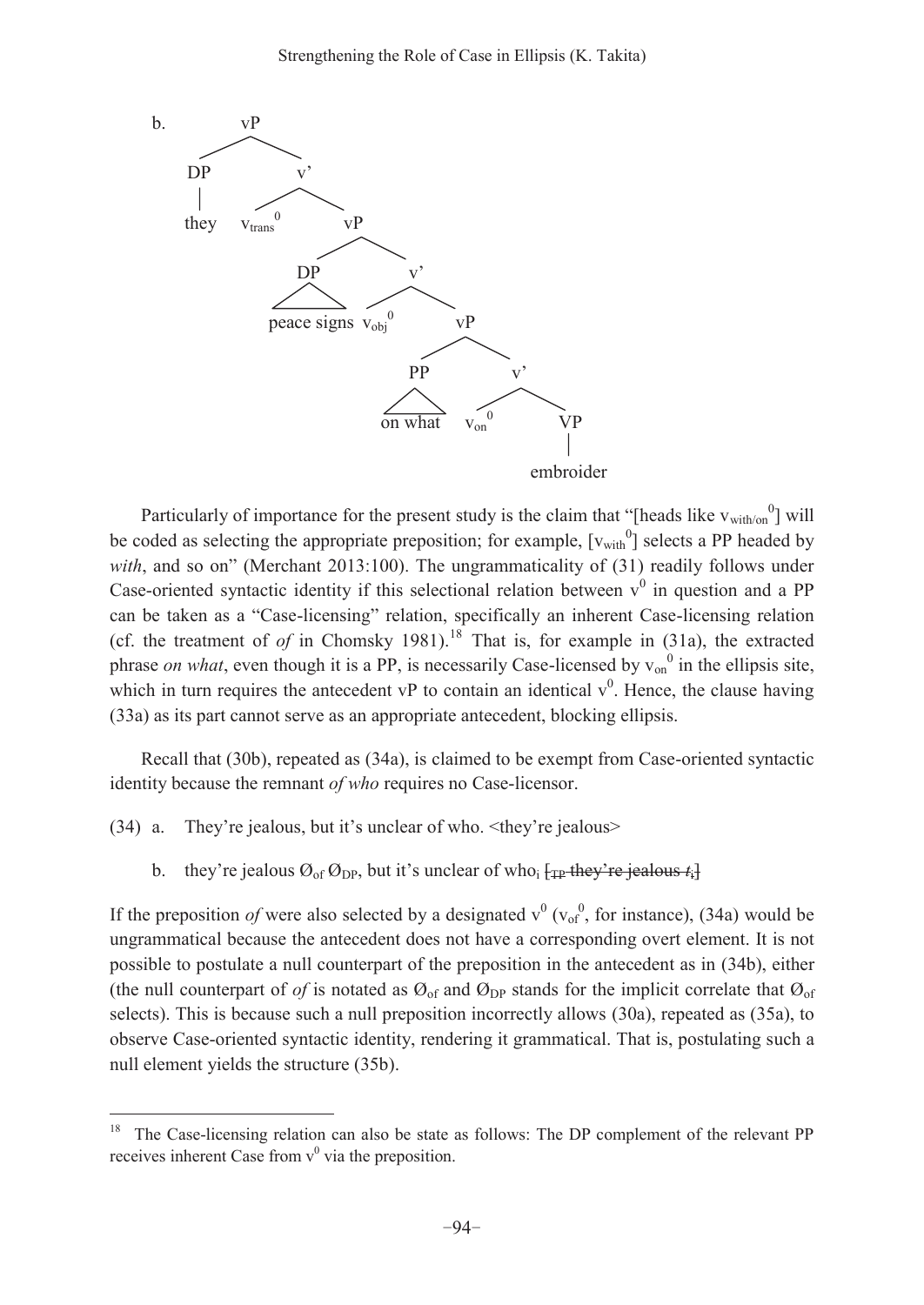b. [vP [DP they] [v' $v_{trans}^0$ [vP [DP peace signs] [v' $v_{obj}^0$ [vP [PP on what] [v' $v_{on}^0$ [VP embroider]]]]]]]

Particularly of importance for the present study is the claim that "[heads like $v_{with/on}^0$] will be coded as selecting the appropriate preposition; for example, [$v_{with}^0$] selects a PP headed by *with*, and so on" (Merchant 2013:100). The ungrammaticality of (31) readily follows under Case-oriented syntactic identity if this selectional relation between $v^0$ in question and a PP can be taken as a "Case-licensing" relation, specifically an inherent Case-licensing relation (cf. the treatment of *of* in Chomsky 1981).[18] That is, for example in (31a), the extracted phrase *on what*, even though it is a PP, is necessarily Case-licensed by $v_{on}^0$ in the ellipsis site, which in turn requires the antecedent vP to contain an identical $v^0$. Hence, the clause having (33a) as its part cannot serve as an appropriate antecedent, blocking ellipsis.

Recall that (30b), repeated as (34a), is claimed to be exempt from Case-oriented syntactic identity because the remnant *of who* requires no Case-licensor.

(34) a. They're jealous, but it's unclear of who. <they're jealous>

b. they're jealous $Ø_{of}$ $Ø_{DP}$, but it's unclear of who$_i$ ~~[$_{TP}$ they're jealous $t_i$]~~

If the preposition *of* were also selected by a designated $v^0$ ($v_{of}^0$, for instance), (34a) would be ungrammatical because the antecedent does not have a corresponding overt element. It is not possible to postulate a null counterpart of the preposition in the antecedent as in (34b), either (the null counterpart of *of* is notated as $Ø_{of}$ and $Ø_{DP}$ stands for the implicit correlate that $Ø_{of}$ selects). This is because such a null preposition incorrectly allows (30a), repeated as (35a), to observe Case-oriented syntactic identity, rendering it grammatical. That is, postulating such a null element yields the structure (35b).

---

[18] The Case-licensing relation can also be state as follows: The DP complement of the relevant PP receives inherent Case from $v^0$ via the preposition.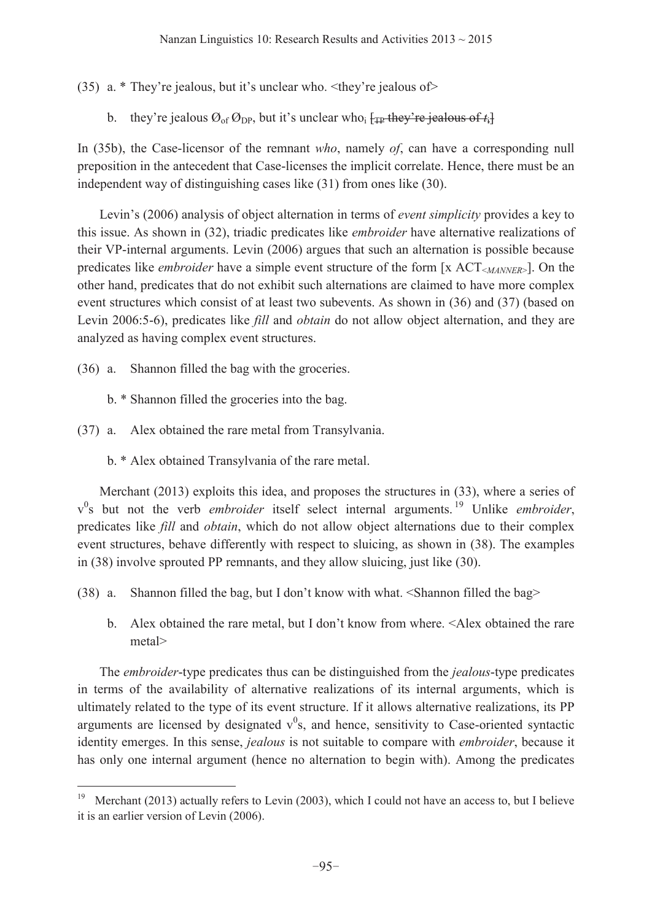(35) a. * They're jealous, but it's unclear who. <they're jealous of>

b. they're jealous $Ø_{of}$ $Ø_{DP}$, but it's unclear who$_i$ ~~[$_{TP}$ they're jealous of $t_i$]~~

In (35b), the Case-licensor of the remnant *who*, namely *of*, can have a corresponding null preposition in the antecedent that Case-licenses the implicit correlate. Hence, there must be an independent way of distinguishing cases like (31) from ones like (30).

Levin's (2006) analysis of object alternation in terms of *event simplicity* provides a key to this issue. As shown in (32), triadic predicates like *embroider* have alternative realizations of their VP-internal arguments. Levin (2006) argues that such an alternation is possible because predicates like *embroider* have a simple event structure of the form [x $ACT_{<MANNER>}$]. On the other hand, predicates that do not exhibit such alternations are claimed to have more complex event structures which consist of at least two subevents. As shown in (36) and (37) (based on Levin 2006:5-6), predicates like *fill* and *obtain* do not allow object alternation, and they are analyzed as having complex event structures.

(36) a. Shannon filled the bag with the groceries.

b. * Shannon filled the groceries into the bag.

(37) a. Alex obtained the rare metal from Transylvania.

b. * Alex obtained Transylvania of the rare metal.

Merchant (2013) exploits this idea, and proposes the structures in (33), where a series of $v^0$s but not the verb *embroider* itself select internal arguments.[19] Unlike *embroider*, predicates like *fill* and *obtain*, which do not allow object alternations due to their complex event structures, behave differently with respect to sluicing, as shown in (38). The examples in (38) involve sprouted PP remnants, and they allow sluicing, just like (30).

(38) a. Shannon filled the bag, but I don't know with what. <Shannon filled the bag>

b. Alex obtained the rare metal, but I don't know from where. <Alex obtained the rare metal>

The *embroider*-type predicates thus can be distinguished from the *jealous*-type predicates in terms of the availability of alternative realizations of its internal arguments, which is ultimately related to the type of its event structure. If it allows alternative realizations, its PP arguments are licensed by designated $v^0$s, and hence, sensitivity to Case-oriented syntactic identity emerges. In this sense, *jealous* is not suitable to compare with *embroider*, because it has only one internal argument (hence no alternation to begin with). Among the predicates

---

[19] Merchant (2013) actually refers to Levin (2003), which I could not have an access to, but I believe it is an earlier version of Levin (2006).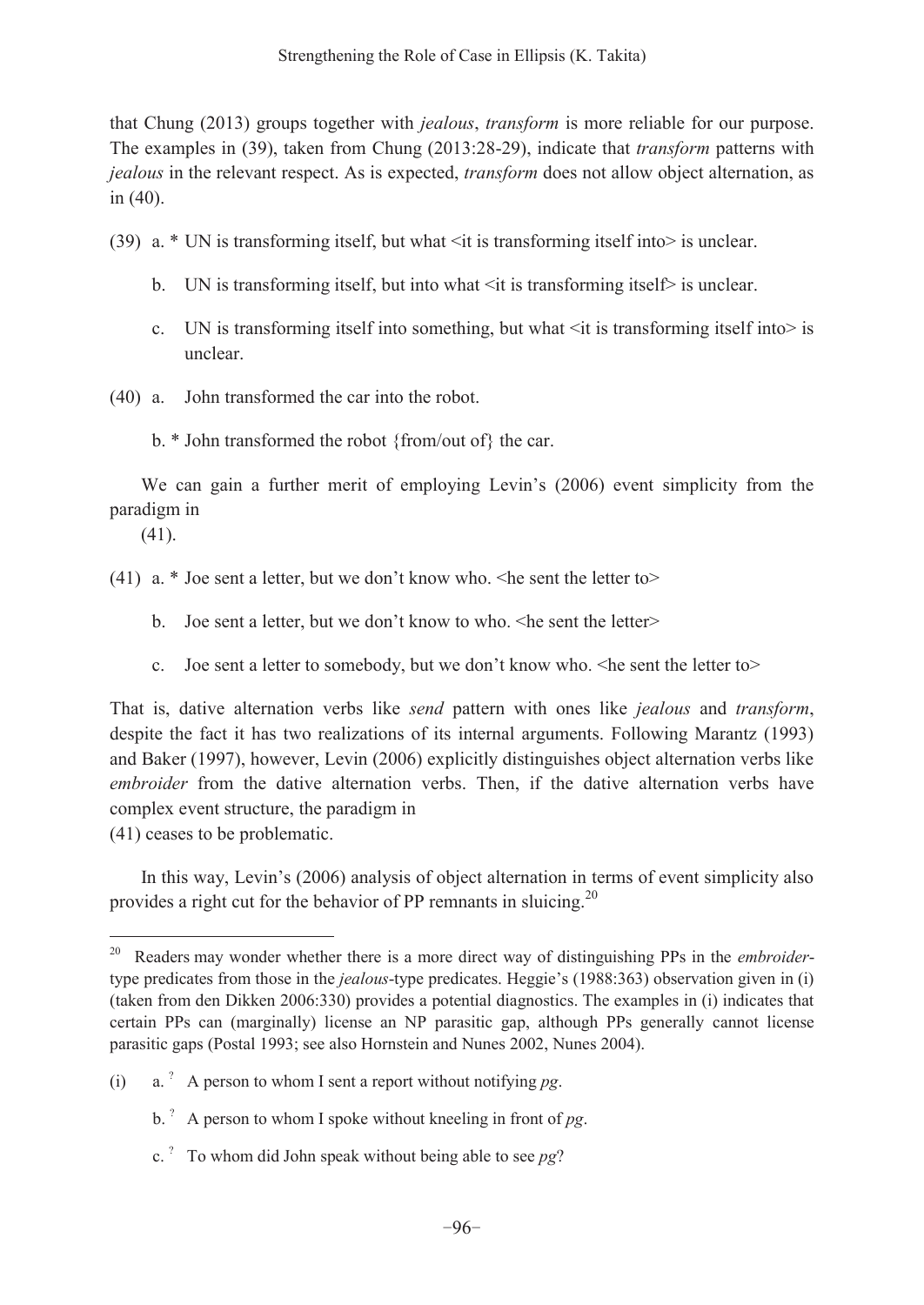that Chung (2013) groups together with *jealous*, *transform* is more reliable for our purpose. The examples in (39), taken from Chung (2013:28-29), indicate that *transform* patterns with *jealous* in the relevant respect. As is expected, *transform* does not allow object alternation, as in (40).

(39) a. * UN is transforming itself, but what <it is transforming itself into> is unclear.

b. UN is transforming itself, but into what <it is transforming itself> is unclear.

c. UN is transforming itself into something, but what <it is transforming itself into> is unclear.

(40) a. John transformed the car into the robot.

b. * John transformed the robot {from/out of} the car.

We can gain a further merit of employing Levin's (2006) event simplicity from the paradigm in (41).

(41) a. * Joe sent a letter, but we don't know who. <he sent the letter to>

b. Joe sent a letter, but we don't know to who. <he sent the letter>

c. Joe sent a letter to somebody, but we don't know who. <he sent the letter to>

That is, dative alternation verbs like *send* pattern with ones like *jealous* and *transform*, despite the fact it has two realizations of its internal arguments. Following Marantz (1993) and Baker (1997), however, Levin (2006) explicitly distinguishes object alternation verbs like *embroider* from the dative alternation verbs. Then, if the dative alternation verbs have complex event structure, the paradigm in (41) ceases to be problematic.

In this way, Levin's (2006) analysis of object alternation in terms of event simplicity also provides a right cut for the behavior of PP remnants in sluicing.[20]

---

[20] Readers may wonder whether there is a more direct way of distinguishing PPs in the *embroider*-type predicates from those in the *jealous*-type predicates. Heggie's (1988:363) observation given in (i) (taken from den Dikken 2006:330) provides a potential diagnostics. The examples in (i) indicates that certain PPs can (marginally) license an NP parasitic gap, although PPs generally cannot license parasitic gaps (Postal 1993; see also Hornstein and Nunes 2002, Nunes 2004).

(i) a. ? A person to whom I sent a report without notifying *pg*.

b. ? A person to whom I spoke without kneeling in front of *pg*.

c. ? To whom did John speak without being able to see *pg*?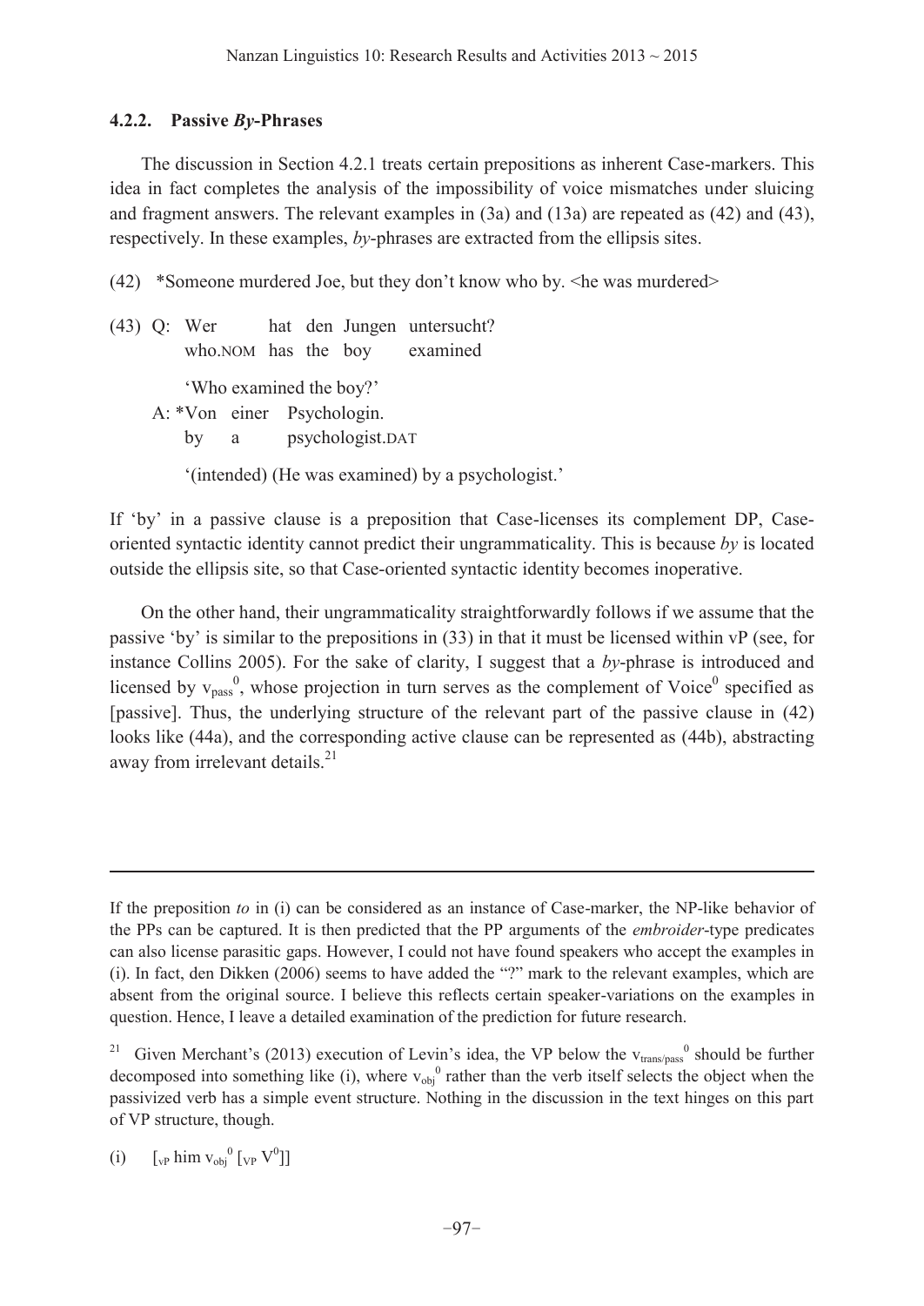### 4.2.2. Passive *By*-Phrases

The discussion in Section 4.2.1 treats certain prepositions as inherent Case-markers. This idea in fact completes the analysis of the impossibility of voice mismatches under sluicing and fragment answers. The relevant examples in (3a) and (13a) are repeated as (42) and (43), respectively. In these examples, *by*-phrases are extracted from the ellipsis sites.

(42) \*Someone murdered Joe, but they don't know who by. <he was murdered>

(43) Q: Wer hat den Jungen untersucht?
who.NOM has the boy examined
'Who examined the boy?'
A: \*Von einer Psychologin.
by a psychologist.DAT
'(intended) (He was examined) by a psychologist.'

If 'by' in a passive clause is a preposition that Case-licenses its complement DP, Case-oriented syntactic identity cannot predict their ungrammaticality. This is because *by* is located outside the ellipsis site, so that Case-oriented syntactic identity becomes inoperative.

On the other hand, their ungrammaticality straightforwardly follows if we assume that the passive 'by' is similar to the prepositions in (33) in that it must be licensed within vP (see, for instance Collins 2005). For the sake of clarity, I suggest that a *by*-phrase is introduced and licensed by $v_{pass}{}^{0}$, whose projection in turn serves as the complement of Voice$^{0}$ specified as [passive]. Thus, the underlying structure of the relevant part of the passive clause in (42) looks like (44a), and the corresponding active clause can be represented as (44b), abstracting away from irrelevant details.[21]

---

If the preposition *to* in (i) can be considered as an instance of Case-marker, the NP-like behavior of the PPs can be captured. It is then predicted that the PP arguments of the *embroider*-type predicates can also license parasitic gaps. However, I could not have found speakers who accept the examples in (i). In fact, den Dikken (2006) seems to have added the "?" mark to the relevant examples, which are absent from the original source. I believe this reflects certain speaker-variations on the examples in question. Hence, I leave a detailed examination of the prediction for future research.

[21] Given Merchant's (2013) execution of Levin's idea, the VP below the $v_{trans/pass}{}^{0}$ should be further decomposed into something like (i), where $v_{obj}{}^{0}$ rather than the verb itself selects the object when the passivized verb has a simple event structure. Nothing in the discussion in the text hinges on this part of VP structure, though.

(i) [$_{vP}$ him $v_{obj}{}^{0}$ [$_{VP}$ V$^{0}$]]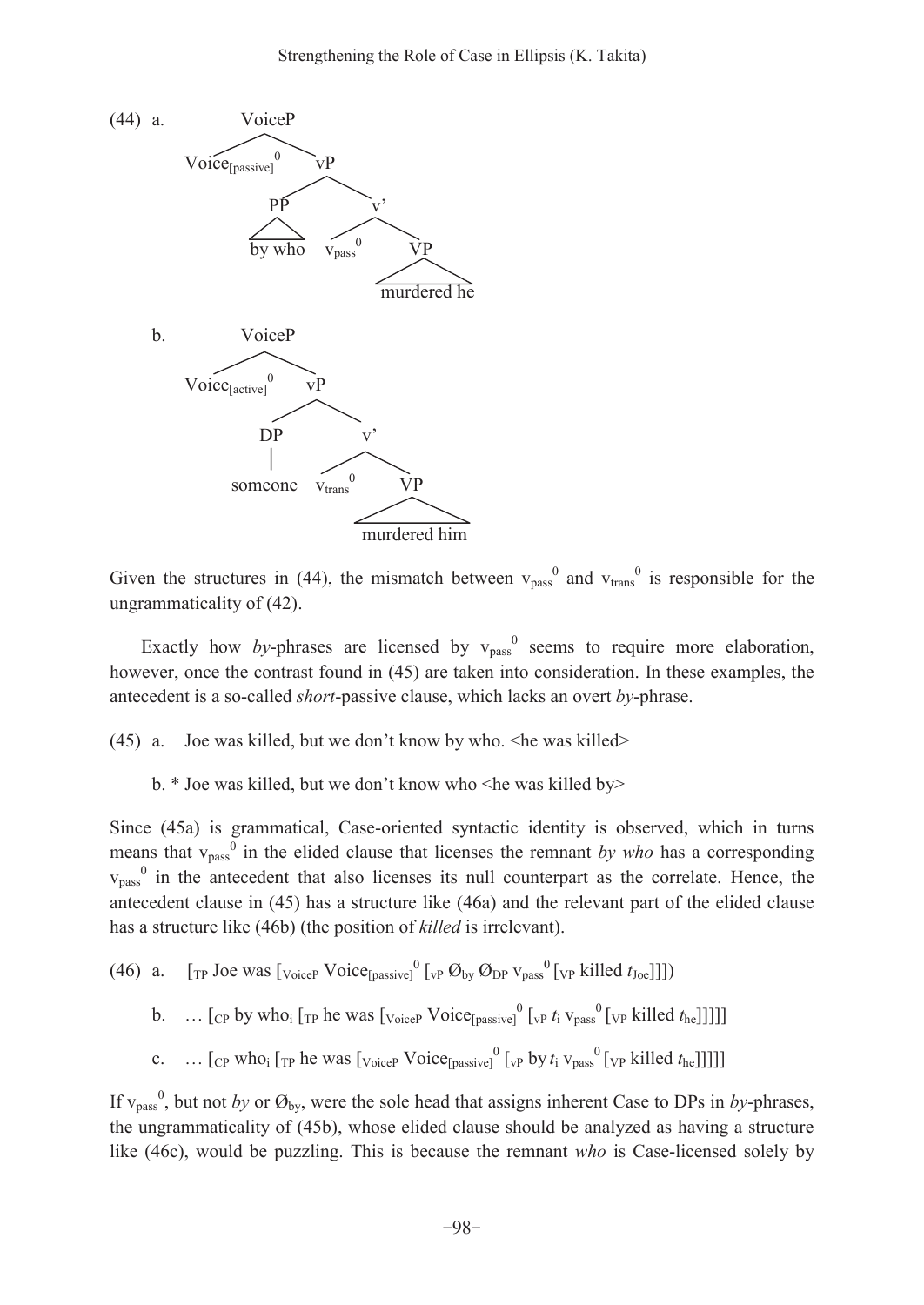(44) a.

```
              VoiceP
             /      \
Voice[passive]0      vP
                   /    \
                 PP      v'
                 |      /  \
              by who  vpass0  VP
                               |
                          murdered he
```

b.

```
              VoiceP
             /      \
Voice[active]0       vP
                   /    \
                 DP      v'
                 |      /  \
              someone vtrans0  VP
                                |
                          murdered him
```

Given the structures in (44), the mismatch between $v_{pass}{}^{0}$ and $v_{trans}{}^{0}$ is responsible for the ungrammaticality of (42).

Exactly how *by*-phrases are licensed by $v_{pass}{}^{0}$ seems to require more elaboration, however, once the contrast found in (45) are taken into consideration. In these examples, the antecedent is a so-called *short*-passive clause, which lacks an overt *by*-phrase.

(45) a. Joe was killed, but we don't know by who. <he was killed>

b. * Joe was killed, but we don't know who <he was killed by>

Since (45a) is grammatical, Case-oriented syntactic identity is observed, which in turns means that $v_{pass}{}^{0}$ in the elided clause that licenses the remnant *by who* has a corresponding $v_{pass}{}^{0}$ in the antecedent that also licenses its null counterpart as the correlate. Hence, the antecedent clause in (45) has a structure like (46a) and the relevant part of the elided clause has a structure like (46b) (the position of *killed* is irrelevant).

(46) a. [$_{TP}$ Joe was [$_{VoiceP}$ Voice$_{[passive]}{}^{0}$ [$_{vP}$ Ø$_{by}$ Ø$_{DP}$ $v_{pass}{}^{0}$ [$_{VP}$ killed $t_{Joe}$]]]])

b. … [$_{CP}$ by who$_{i}$ [$_{TP}$ he was [$_{VoiceP}$ Voice$_{[passive]}{}^{0}$ [$_{vP}$ $t_{i}$ $v_{pass}{}^{0}$ [$_{VP}$ killed $t_{he}$]]]]]

c. … [$_{CP}$ who$_{i}$ [$_{TP}$ he was [$_{VoiceP}$ Voice$_{[passive]}{}^{0}$ [$_{vP}$ by $t_{i}$ $v_{pass}{}^{0}$ [$_{VP}$ killed $t_{he}$]]]]]

If $v_{pass}{}^{0}$, but not *by* or Ø$_{by}$, were the sole head that assigns inherent Case to DPs in *by*-phrases, the ungrammaticality of (45b), whose elided clause should be analyzed as having a structure like (46c), would be puzzling. This is because the remnant *who* is Case-licensed solely by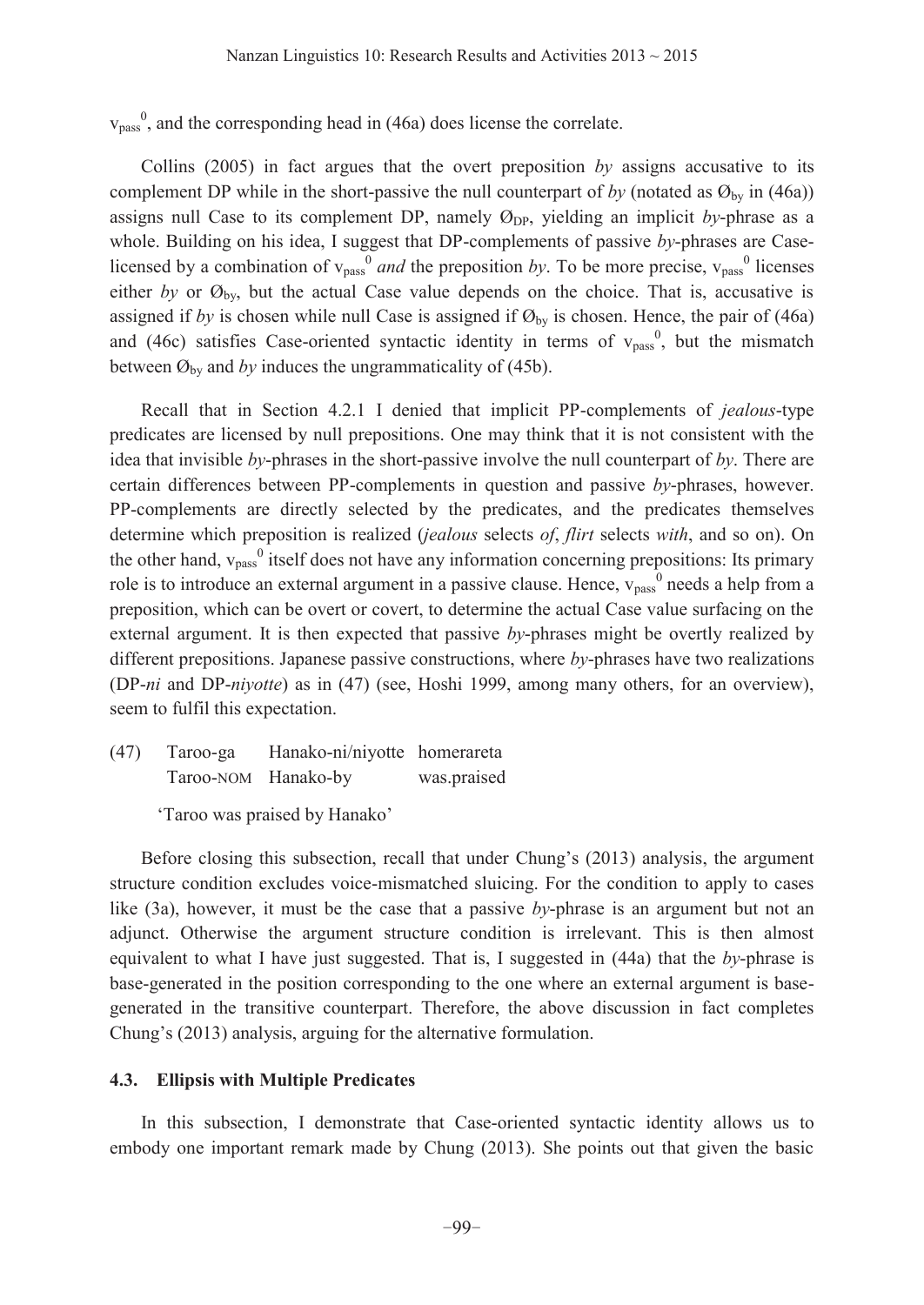$v_{pass}^0$, and the corresponding head in (46a) does license the correlate.

Collins (2005) in fact argues that the overt preposition *by* assigns accusative to its complement DP while in the short-passive the null counterpart of *by* (notated as $Ø_{by}$ in (46a)) assigns null Case to its complement DP, namely $Ø_{DP}$, yielding an implicit *by*-phrase as a whole. Building on his idea, I suggest that DP-complements of passive *by*-phrases are Case-licensed by a combination of $v_{pass}^0$ *and* the preposition *by*. To be more precise, $v_{pass}^0$ licenses either *by* or $Ø_{by}$, but the actual Case value depends on the choice. That is, accusative is assigned if *by* is chosen while null Case is assigned if $Ø_{by}$ is chosen. Hence, the pair of (46a) and (46c) satisfies Case-oriented syntactic identity in terms of $v_{pass}^0$, but the mismatch between $Ø_{by}$ and *by* induces the ungrammaticality of (45b).

Recall that in Section 4.2.1 I denied that implicit PP-complements of *jealous*-type predicates are licensed by null prepositions. One may think that it is not consistent with the idea that invisible *by*-phrases in the short-passive involve the null counterpart of *by*. There are certain differences between PP-complements in question and passive *by*-phrases, however. PP-complements are directly selected by the predicates, and the predicates themselves determine which preposition is realized (*jealous* selects *of*, *flirt* selects *with*, and so on). On the other hand, $v_{pass}^0$ itself does not have any information concerning prepositions: Its primary role is to introduce an external argument in a passive clause. Hence, $v_{pass}^0$ needs a help from a preposition, which can be overt or covert, to determine the actual Case value surfacing on the external argument. It is then expected that passive *by*-phrases might be overtly realized by different prepositions. Japanese passive constructions, where *by*-phrases have two realizations (DP-*ni* and DP-*niyotte*) as in (47) (see, Hoshi 1999, among many others, for an overview), seem to fulfil this expectation.

(47) Taroo-ga Hanako-ni/niyotte homerareta
 Taroo-NOM Hanako-by was.praised
 'Taroo was praised by Hanako'

Before closing this subsection, recall that under Chung's (2013) analysis, the argument structure condition excludes voice-mismatched sluicing. For the condition to apply to cases like (3a), however, it must be the case that a passive *by*-phrase is an argument but not an adjunct. Otherwise the argument structure condition is irrelevant. This is then almost equivalent to what I have just suggested. That is, I suggested in (44a) that the *by*-phrase is base-generated in the position corresponding to the one where an external argument is base-generated in the transitive counterpart. Therefore, the above discussion in fact completes Chung's (2013) analysis, arguing for the alternative formulation.

### 4.3. Ellipsis with Multiple Predicates

In this subsection, I demonstrate that Case-oriented syntactic identity allows us to embody one important remark made by Chung (2013). She points out that given the basic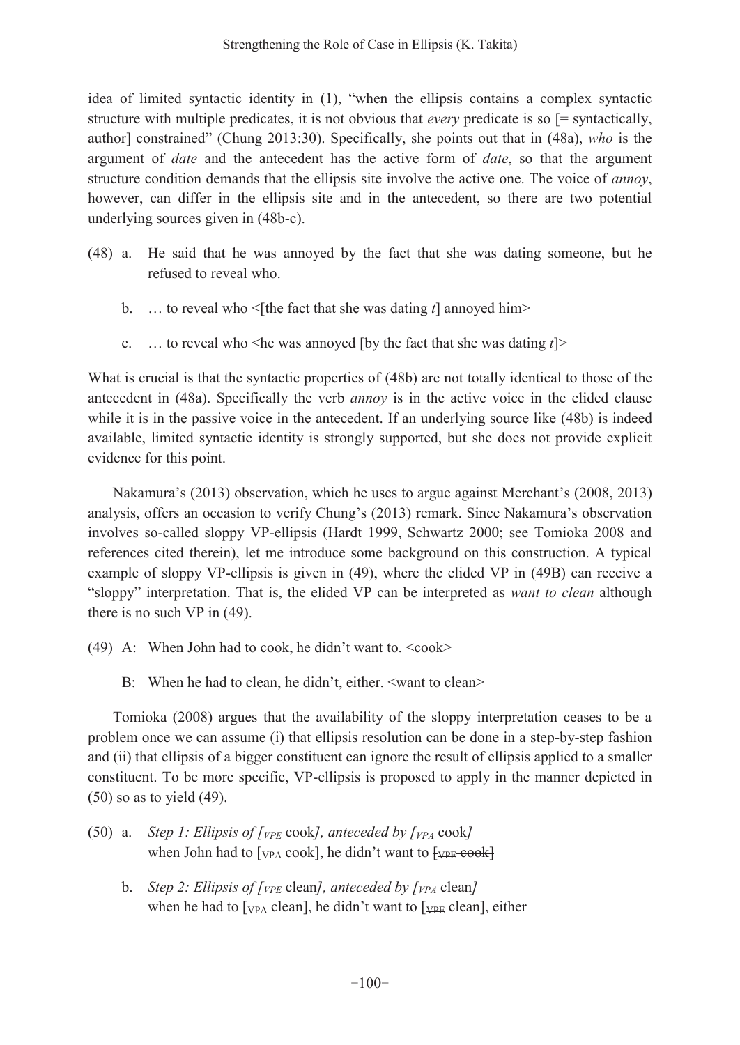idea of limited syntactic identity in (1), "when the ellipsis contains a complex syntactic structure with multiple predicates, it is not obvious that *every* predicate is so [= syntactically, author] constrained" (Chung 2013:30). Specifically, she points out that in (48a), *who* is the argument of *date* and the antecedent has the active form of *date*, so that the argument structure condition demands that the ellipsis site involve the active one. The voice of *annoy*, however, can differ in the ellipsis site and in the antecedent, so there are two potential underlying sources given in (48b-c).

(48) a. He said that he was annoyed by the fact that she was dating someone, but he refused to reveal who.

b. … to reveal who <[the fact that she was dating *t*] annoyed him>

c. … to reveal who <he was annoyed [by the fact that she was dating *t*]>

What is crucial is that the syntactic properties of (48b) are not totally identical to those of the antecedent in (48a). Specifically the verb *annoy* is in the active voice in the elided clause while it is in the passive voice in the antecedent. If an underlying source like (48b) is indeed available, limited syntactic identity is strongly supported, but she does not provide explicit evidence for this point.

Nakamura's (2013) observation, which he uses to argue against Merchant's (2008, 2013) analysis, offers an occasion to verify Chung's (2013) remark. Since Nakamura's observation involves so-called sloppy VP-ellipsis (Hardt 1999, Schwartz 2000; see Tomioka 2008 and references cited therein), let me introduce some background on this construction. A typical example of sloppy VP-ellipsis is given in (49), where the elided VP in (49B) can receive a "sloppy" interpretation. That is, the elided VP can be interpreted as *want to clean* although there is no such VP in (49).

(49) A: When John had to cook, he didn't want to. <cook>

B: When he had to clean, he didn't, either. <want to clean>

Tomioka (2008) argues that the availability of the sloppy interpretation ceases to be a problem once we can assume (i) that ellipsis resolution can be done in a step-by-step fashion and (ii) that ellipsis of a bigger constituent can ignore the result of ellipsis applied to a smaller constituent. To be more specific, VP-ellipsis is proposed to apply in the manner depicted in (50) so as to yield (49).

(50) a. *Step 1: Ellipsis of [$_{VPE}$* cook*], anteceded by [$_{VPA}$* cook*]*
when John had to [$_{VPA}$ cook], he didn't want to ~~[$_{VPE}$ cook]~~

b. *Step 2: Ellipsis of [$_{VPE}$* clean*], anteceded by [$_{VPA}$* clean*]*
when he had to [$_{VPA}$ clean], he didn't want to ~~[$_{VPE}$ clean]~~, either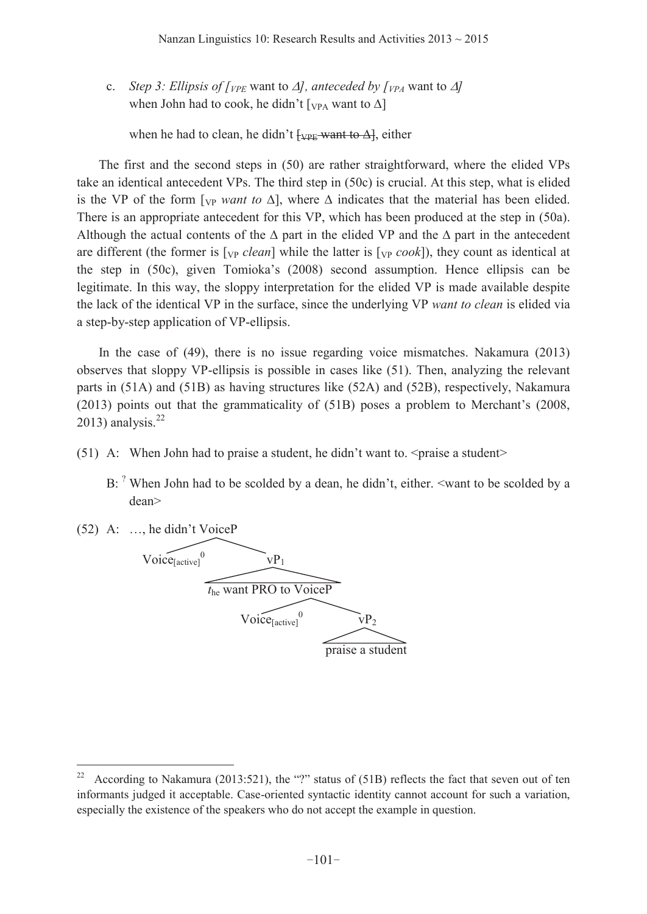c. *Step 3: Ellipsis of [$_{VPE}$ want to Δ], anteceded by [$_{VPA}$ want to Δ]*
when John had to cook, he didn't [$_{VPA}$ want to Δ]

when he had to clean, he didn't ~~[$_{VPE}$ want to Δ]~~, either

The first and the second steps in (50) are rather straightforward, where the elided VPs take an identical antecedent VPs. The third step in (50c) is crucial. At this step, what is elided is the VP of the form [$_{VP}$ *want to* Δ], where Δ indicates that the material has been elided. There is an appropriate antecedent for this VP, which has been produced at the step in (50a). Although the actual contents of the Δ part in the elided VP and the Δ part in the antecedent are different (the former is [$_{VP}$ *clean*] while the latter is [$_{VP}$ *cook*]), they count as identical at the step in (50c), given Tomioka's (2008) second assumption. Hence ellipsis can be legitimate. In this way, the sloppy interpretation for the elided VP is made available despite the lack of the identical VP in the surface, since the underlying VP *want to clean* is elided via a step-by-step application of VP-ellipsis.

In the case of (49), there is no issue regarding voice mismatches. Nakamura (2013) observes that sloppy VP-ellipsis is possible in cases like (51). Then, analyzing the relevant parts in (51A) and (51B) as having structures like (52A) and (52B), respectively, Nakamura (2013) points out that the grammaticality of (51B) poses a problem to Merchant's (2008, 2013) analysis.[22]

(51) A: When John had to praise a student, he didn't want to. <praise a student>

B: [?] When John had to be scolded by a dean, he didn't, either. <want to be scolded by a dean>

(52) A: …, he didn't VoiceP

```
he didn't VoiceP
├── Voice[active]⁰
└── vP1
    └── t_he want PRO to VoiceP
        ├── Voice[active]⁰
        └── vP2
            └── praise a student
```

---

[22] According to Nakamura (2013:521), the "?" status of (51B) reflects the fact that seven out of ten informants judged it acceptable. Case-oriented syntactic identity cannot account for such a variation, especially the existence of the speakers who do not accept the example in question.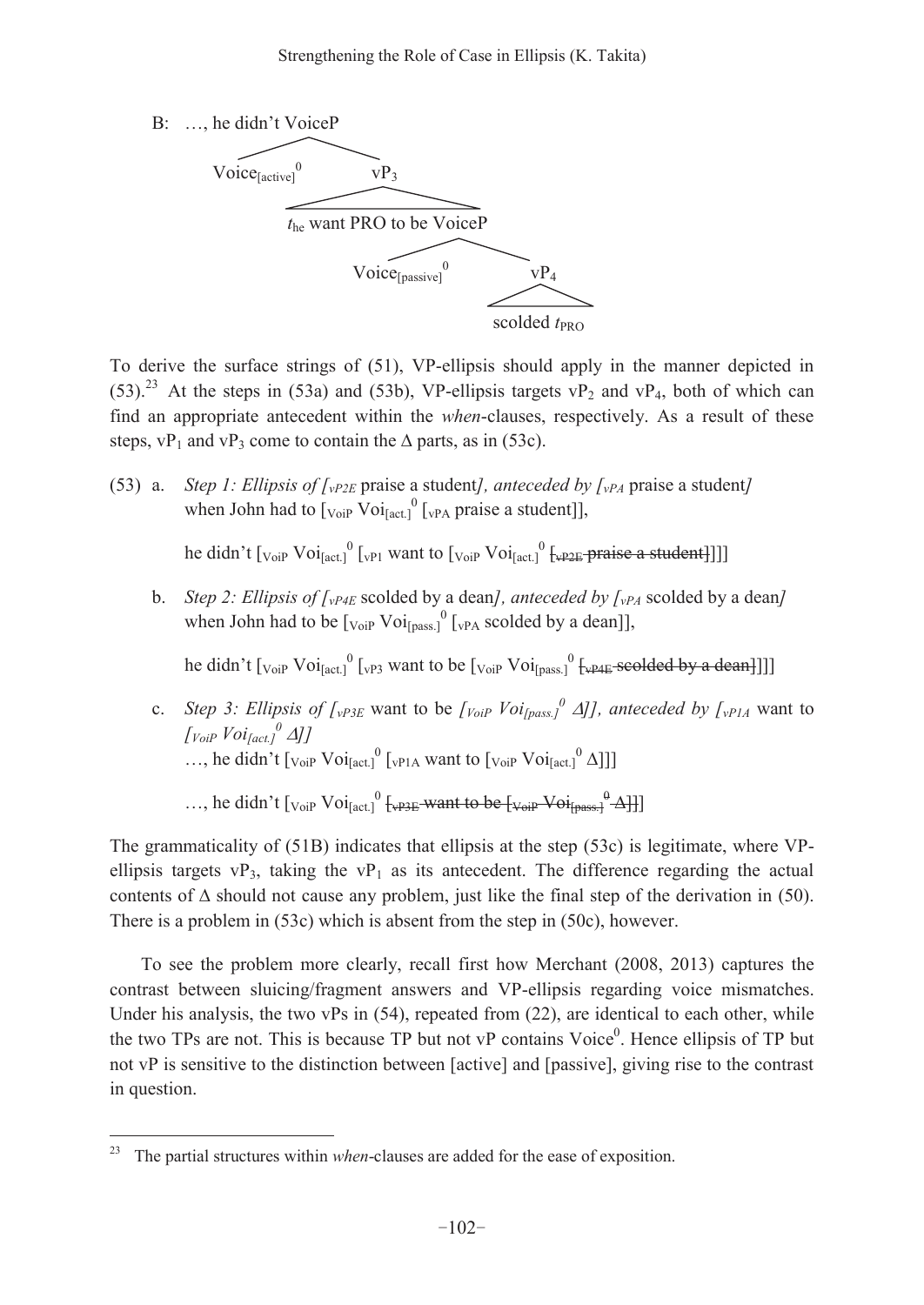B: …, he didn't VoiceP

```
                VoiceP
               /      \
   Voice[active]0      vP3
                        |
        t_he want PRO to be VoiceP
                          /      \
          Voice[passive]0         vP4
                                   |
                               scolded t_PRO
```

To derive the surface strings of (51), VP-ellipsis should apply in the manner depicted in (53).[23] At the steps in (53a) and (53b), VP-ellipsis targets $vP_2$ and $vP_4$, both of which can find an appropriate antecedent within the *when*-clauses, respectively. As a result of these steps, $vP_1$ and $vP_3$ come to contain the $\Delta$ parts, as in (53c).

(53) a. *Step 1: Ellipsis of [$_{vP2E}$* praise a student*], anteceded by [$_{vPA}$* praise a student*]*
when John had to [$_{VoiP}$ Voi$_{[act.]}^0$ [$_{vPA}$ praise a student]],

he didn't [$_{VoiP}$ Voi$_{[act.]}^0$ [$_{vP1}$ want to [$_{VoiP}$ Voi$_{[act.]}^0$ ~~[$_{vP2E}$ praise a student]~~]]]

b. *Step 2: Ellipsis of [$_{vP4E}$* scolded by a dean*], anteceded by [$_{vPA}$* scolded by a dean*]*
when John had to be [$_{VoiP}$ Voi$_{[pass.]}^0$ [$_{vPA}$ scolded by a dean]],

he didn't [$_{VoiP}$ Voi$_{[act.]}^0$ [$_{vP3}$ want to be [$_{VoiP}$ Voi$_{[pass.]}^0$ ~~[$_{vP4E}$ scolded by a dean]~~]]]

c. *Step 3: Ellipsis of [$_{vP3E}$* want to be *[$_{VoiP}$ Voi$_{[pass.]}^0$ $\Delta$]], anteceded by [$_{vP1A}$* want to *[$_{VoiP}$ Voi$_{[act.]}^0$ $\Delta$]]*
…, he didn't [$_{VoiP}$ Voi$_{[act.]}^0$ [$_{vP1A}$ want to [$_{VoiP}$ Voi$_{[act.]}^0$ $\Delta$]]]

…, he didn't [$_{VoiP}$ Voi$_{[act.]}^0$ ~~[$_{vP3E}$ want to be [$_{VoiP}$ Voi$_{[pass.]}^0$ $\Delta$]]~~]

The grammaticality of (51B) indicates that ellipsis at the step (53c) is legitimate, where VP-ellipsis targets $vP_3$, taking the $vP_1$ as its antecedent. The difference regarding the actual contents of $\Delta$ should not cause any problem, just like the final step of the derivation in (50). There is a problem in (53c) which is absent from the step in (50c), however.

To see the problem more clearly, recall first how Merchant (2008, 2013) captures the contrast between sluicing/fragment answers and VP-ellipsis regarding voice mismatches. Under his analysis, the two vPs in (54), repeated from (22), are identical to each other, while the two TPs are not. This is because TP but not vP contains Voice$^0$. Hence ellipsis of TP but not vP is sensitive to the distinction between [active] and [passive], giving rise to the contrast in question.

---

[23] The partial structures within *when*-clauses are added for the ease of exposition.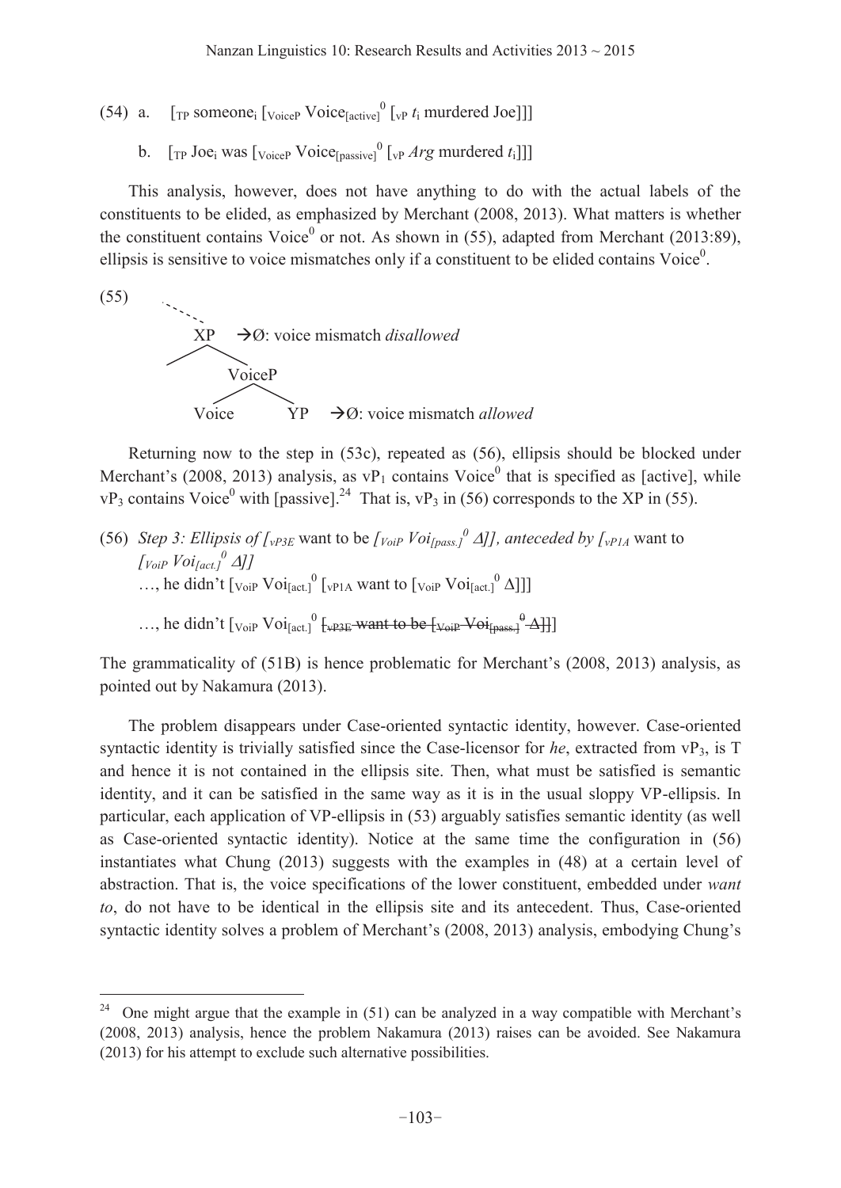(54) a. [$_{TP}$ someone$_i$ [$_{VoiceP}$ Voice$_{[active]}^0$ [$_{vP}$ $t_i$ murdered Joe]]]

b. [$_{TP}$ Joe$_i$ was [$_{VoiceP}$ Voice$_{[passive]}^0$ [$_{vP}$ *Arg* murdered $t_i$]]]

This analysis, however, does not have anything to do with the actual labels of the constituents to be elided, as emphasized by Merchant (2008, 2013). What matters is whether the constituent contains Voice$^0$ or not. As shown in (55), adapted from Merchant (2013:89), ellipsis is sensitive to voice mismatches only if a constituent to be elided contains Voice$^0$.

(55)

```
     .
      .
       XP    →Ø: voice mismatch disallowed
      /  \
          VoiceP
         /      \
     Voice       YP    →Ø: voice mismatch allowed
```

Returning now to the step in (53c), repeated as (56), ellipsis should be blocked under Merchant's (2008, 2013) analysis, as vP$_1$ contains Voice$^0$ that is specified as [active], while vP$_3$ contains Voice$^0$ with [passive].[24] That is, vP$_3$ in (56) corresponds to the XP in (55).

(56) *Step 3: Ellipsis of [$_{vP3E}$* want to be *[$_{VoiP}$ Voi$_{[pass.]}^0$ Δ]], anteceded by [$_{vP1A}$* want to *[$_{VoiP}$ Voi$_{[act.]}^0$ Δ]]*

…, he didn't [$_{VoiP}$ Voi$_{[act.]}^0$ [$_{vP1A}$ want to [$_{VoiP}$ Voi$_{[act.]}^0$ Δ]]]

…, he didn't [$_{VoiP}$ Voi$_{[act.]}^0$ ~~[$_{vP3E}$ want to be [$_{VoiP}$ Voi$_{[pass.]}^0$ Δ]]~~]

The grammaticality of (51B) is hence problematic for Merchant's (2008, 2013) analysis, as pointed out by Nakamura (2013).

The problem disappears under Case-oriented syntactic identity, however. Case-oriented syntactic identity is trivially satisfied since the Case-licensor for *he*, extracted from vP$_3$, is T and hence it is not contained in the ellipsis site. Then, what must be satisfied is semantic identity, and it can be satisfied in the same way as it is in the usual sloppy VP-ellipsis. In particular, each application of VP-ellipsis in (53) arguably satisfies semantic identity (as well as Case-oriented syntactic identity). Notice at the same time the configuration in (56) instantiates what Chung (2013) suggests with the examples in (48) at a certain level of abstraction. That is, the voice specifications of the lower constituent, embedded under *want to*, do not have to be identical in the ellipsis site and its antecedent. Thus, Case-oriented syntactic identity solves a problem of Merchant's (2008, 2013) analysis, embodying Chung's

---

[24] One might argue that the example in (51) can be analyzed in a way compatible with Merchant's (2008, 2013) analysis, hence the problem Nakamura (2013) raises can be avoided. See Nakamura (2013) for his attempt to exclude such alternative possibilities.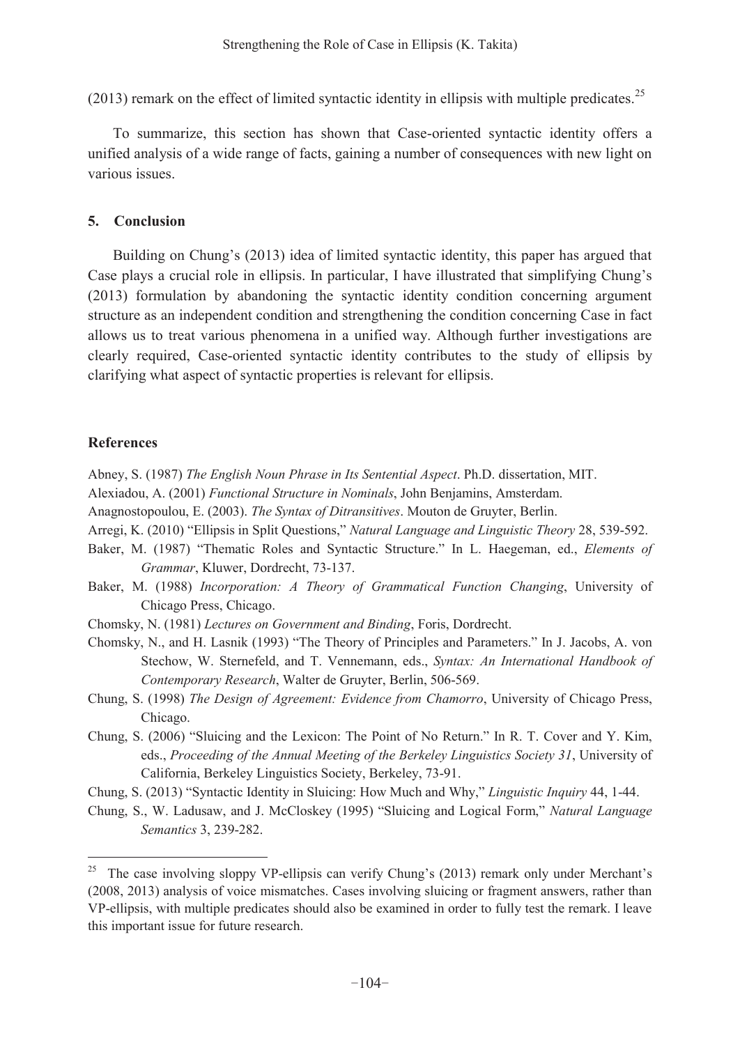(2013) remark on the effect of limited syntactic identity in ellipsis with multiple predicates.[25]

To summarize, this section has shown that Case-oriented syntactic identity offers a unified analysis of a wide range of facts, gaining a number of consequences with new light on various issues.

## 5. Conclusion

Building on Chung's (2013) idea of limited syntactic identity, this paper has argued that Case plays a crucial role in ellipsis. In particular, I have illustrated that simplifying Chung's (2013) formulation by abandoning the syntactic identity condition concerning argument structure as an independent condition and strengthening the condition concerning Case in fact allows us to treat various phenomena in a unified way. Although further investigations are clearly required, Case-oriented syntactic identity contributes to the study of ellipsis by clarifying what aspect of syntactic properties is relevant for ellipsis.

## References

Abney, S. (1987) *The English Noun Phrase in Its Sentential Aspect*. Ph.D. dissertation, MIT.

Alexiadou, A. (2001) *Functional Structure in Nominals*, John Benjamins, Amsterdam.

Anagnostopoulou, E. (2003). *The Syntax of Ditransitives*. Mouton de Gruyter, Berlin.

Arregi, K. (2010) "Ellipsis in Split Questions," *Natural Language and Linguistic Theory* 28, 539-592.

Baker, M. (1987) "Thematic Roles and Syntactic Structure." In L. Haegeman, ed., *Elements of Grammar*, Kluwer, Dordrecht, 73-137.

Baker, M. (1988) *Incorporation: A Theory of Grammatical Function Changing*, University of Chicago Press, Chicago.

Chomsky, N. (1981) *Lectures on Government and Binding*, Foris, Dordrecht.

Chomsky, N., and H. Lasnik (1993) "The Theory of Principles and Parameters." In J. Jacobs, A. von Stechow, W. Sternefeld, and T. Vennemann, eds., *Syntax: An International Handbook of Contemporary Research*, Walter de Gruyter, Berlin, 506-569.

Chung, S. (1998) *The Design of Agreement: Evidence from Chamorro*, University of Chicago Press, Chicago.

Chung, S. (2006) "Sluicing and the Lexicon: The Point of No Return." In R. T. Cover and Y. Kim, eds., *Proceeding of the Annual Meeting of the Berkeley Linguistics Society 31*, University of California, Berkeley Linguistics Society, Berkeley, 73-91.

Chung, S. (2013) "Syntactic Identity in Sluicing: How Much and Why," *Linguistic Inquiry* 44, 1-44.

Chung, S., W. Ladusaw, and J. McCloskey (1995) "Sluicing and Logical Form," *Natural Language Semantics* 3, 239-282.

---

[25] The case involving sloppy VP-ellipsis can verify Chung's (2013) remark only under Merchant's (2008, 2013) analysis of voice mismatches. Cases involving sluicing or fragment answers, rather than VP-ellipsis, with multiple predicates should also be examined in order to fully test the remark. I leave this important issue for future research.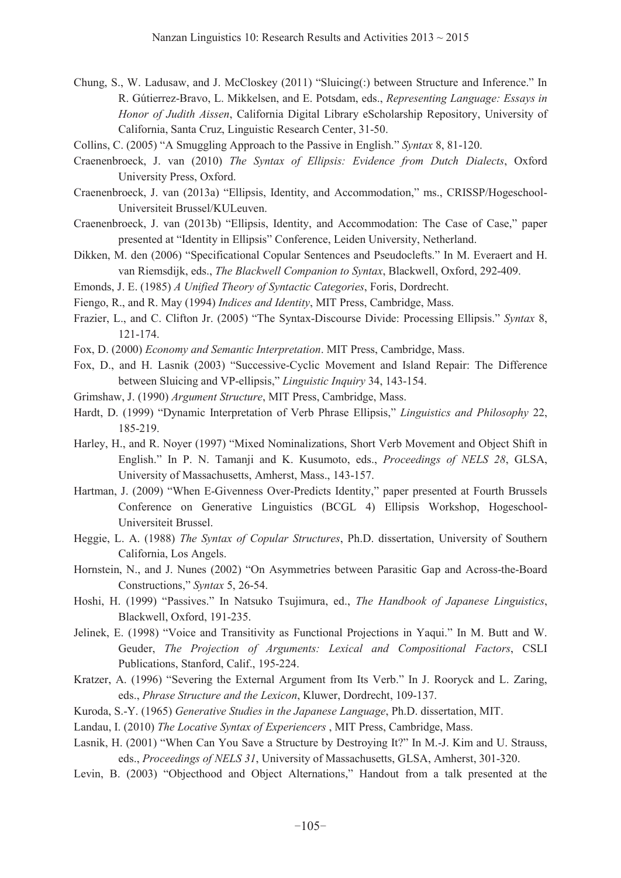Chung, S., W. Ladusaw, and J. McCloskey (2011) "Sluicing(:) between Structure and Inference." In R. Gútierrez-Bravo, L. Mikkelsen, and E. Potsdam, eds., *Representing Language: Essays in Honor of Judith Aissen*, California Digital Library eScholarship Repository, University of California, Santa Cruz, Linguistic Research Center, 31-50.

Collins, C. (2005) "A Smuggling Approach to the Passive in English." *Syntax* 8, 81-120.

Craenenbroeck, J. van (2010) *The Syntax of Ellipsis: Evidence from Dutch Dialects*, Oxford University Press, Oxford.

Craenenbroeck, J. van (2013a) "Ellipsis, Identity, and Accommodation," ms., CRISSP/Hogeschool-Universiteit Brussel/KULeuven.

Craenenbroeck, J. van (2013b) "Ellipsis, Identity, and Accommodation: The Case of Case," paper presented at "Identity in Ellipsis" Conference, Leiden University, Netherland.

Dikken, M. den (2006) "Specificational Copular Sentences and Pseudoclefts." In M. Everaert and H. van Riemsdijk, eds., *The Blackwell Companion to Syntax*, Blackwell, Oxford, 292-409.

Emonds, J. E. (1985) *A Unified Theory of Syntactic Categories*, Foris, Dordrecht.

Fiengo, R., and R. May (1994) *Indices and Identity*, MIT Press, Cambridge, Mass.

Frazier, L., and C. Clifton Jr. (2005) "The Syntax-Discourse Divide: Processing Ellipsis." *Syntax* 8, 121-174.

Fox, D. (2000) *Economy and Semantic Interpretation*. MIT Press, Cambridge, Mass.

Fox, D., and H. Lasnik (2003) "Successive-Cyclic Movement and Island Repair: The Difference between Sluicing and VP-ellipsis," *Linguistic Inquiry* 34, 143-154.

Grimshaw, J. (1990) *Argument Structure*, MIT Press, Cambridge, Mass.

Hardt, D. (1999) "Dynamic Interpretation of Verb Phrase Ellipsis," *Linguistics and Philosophy* 22, 185-219.

Harley, H., and R. Noyer (1997) "Mixed Nominalizations, Short Verb Movement and Object Shift in English." In P. N. Tamanji and K. Kusumoto, eds., *Proceedings of NELS 28*, GLSA, University of Massachusetts, Amherst, Mass., 143-157.

Hartman, J. (2009) "When E-Givenness Over-Predicts Identity," paper presented at Fourth Brussels Conference on Generative Linguistics (BCGL 4) Ellipsis Workshop, Hogeschool-Universiteit Brussel.

Heggie, L. A. (1988) *The Syntax of Copular Structures*, Ph.D. dissertation, University of Southern California, Los Angels.

Hornstein, N., and J. Nunes (2002) "On Asymmetries between Parasitic Gap and Across-the-Board Constructions," *Syntax* 5, 26-54.

Hoshi, H. (1999) "Passives." In Natsuko Tsujimura, ed., *The Handbook of Japanese Linguistics*, Blackwell, Oxford, 191-235.

Jelinek, E. (1998) "Voice and Transitivity as Functional Projections in Yaqui." In M. Butt and W. Geuder, *The Projection of Arguments: Lexical and Compositional Factors*, CSLI Publications, Stanford, Calif., 195-224.

Kratzer, A. (1996) "Severing the External Argument from Its Verb." In J. Rooryck and L. Zaring, eds., *Phrase Structure and the Lexicon*, Kluwer, Dordrecht, 109-137.

Kuroda, S.-Y. (1965) *Generative Studies in the Japanese Language*, Ph.D. dissertation, MIT.

Landau, I. (2010) *The Locative Syntax of Experiencers* , MIT Press, Cambridge, Mass.

Lasnik, H. (2001) "When Can You Save a Structure by Destroying It?" In M.-J. Kim and U. Strauss, eds., *Proceedings of NELS 31*, University of Massachusetts, GLSA, Amherst, 301-320.

Levin, B. (2003) "Objecthood and Object Alternations," Handout from a talk presented at the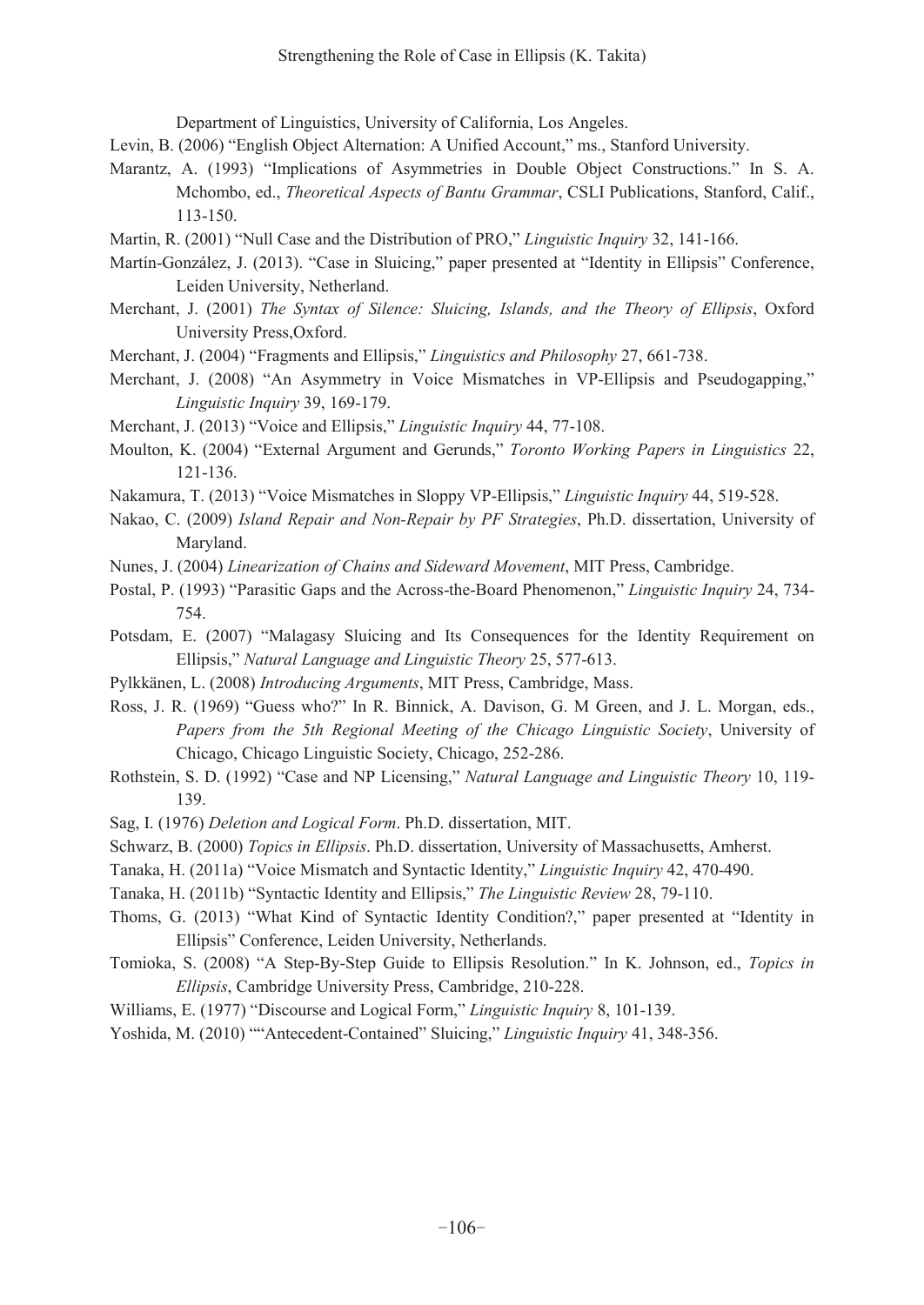Department of Linguistics, University of California, Los Angeles.

Levin, B. (2006) "English Object Alternation: A Unified Account," ms., Stanford University.

Marantz, A. (1993) "Implications of Asymmetries in Double Object Constructions." In S. A. Mchombo, ed., *Theoretical Aspects of Bantu Grammar*, CSLI Publications, Stanford, Calif., 113-150.

Martin, R. (2001) "Null Case and the Distribution of PRO," *Linguistic Inquiry* 32, 141-166.

Martín-González, J. (2013). "Case in Sluicing," paper presented at "Identity in Ellipsis" Conference, Leiden University, Netherland.

Merchant, J. (2001) *The Syntax of Silence: Sluicing, Islands, and the Theory of Ellipsis*, Oxford University Press,Oxford.

Merchant, J. (2004) "Fragments and Ellipsis," *Linguistics and Philosophy* 27, 661-738.

Merchant, J. (2008) "An Asymmetry in Voice Mismatches in VP-Ellipsis and Pseudogapping," *Linguistic Inquiry* 39, 169-179.

Merchant, J. (2013) "Voice and Ellipsis," *Linguistic Inquiry* 44, 77-108.

Moulton, K. (2004) "External Argument and Gerunds," *Toronto Working Papers in Linguistics* 22, 121-136.

Nakamura, T. (2013) "Voice Mismatches in Sloppy VP-Ellipsis," *Linguistic Inquiry* 44, 519-528.

Nakao, C. (2009) *Island Repair and Non-Repair by PF Strategies*, Ph.D. dissertation, University of Maryland.

Nunes, J. (2004) *Linearization of Chains and Sideward Movement*, MIT Press, Cambridge.

Postal, P. (1993) "Parasitic Gaps and the Across-the-Board Phenomenon," *Linguistic Inquiry* 24, 734-754.

Potsdam, E. (2007) "Malagasy Sluicing and Its Consequences for the Identity Requirement on Ellipsis," *Natural Language and Linguistic Theory* 25, 577-613.

Pylkkänen, L. (2008) *Introducing Arguments*, MIT Press, Cambridge, Mass.

Ross, J. R. (1969) "Guess who?" In R. Binnick, A. Davison, G. M Green, and J. L. Morgan, eds., *Papers from the 5th Regional Meeting of the Chicago Linguistic Society*, University of Chicago, Chicago Linguistic Society, Chicago, 252-286.

Rothstein, S. D. (1992) "Case and NP Licensing," *Natural Language and Linguistic Theory* 10, 119-139.

Sag, I. (1976) *Deletion and Logical Form*. Ph.D. dissertation, MIT.

Schwarz, B. (2000) *Topics in Ellipsis*. Ph.D. dissertation, University of Massachusetts, Amherst.

Tanaka, H. (2011a) "Voice Mismatch and Syntactic Identity," *Linguistic Inquiry* 42, 470-490.

Tanaka, H. (2011b) "Syntactic Identity and Ellipsis," *The Linguistic Review* 28, 79-110.

Thoms, G. (2013) "What Kind of Syntactic Identity Condition?," paper presented at "Identity in Ellipsis" Conference, Leiden University, Netherlands.

Tomioka, S. (2008) "A Step-By-Step Guide to Ellipsis Resolution." In K. Johnson, ed., *Topics in Ellipsis*, Cambridge University Press, Cambridge, 210-228.

Williams, E. (1977) "Discourse and Logical Form," *Linguistic Inquiry* 8, 101-139.

Yoshida, M. (2010) ""Antecedent-Contained" Sluicing," *Linguistic Inquiry* 41, 348-356.